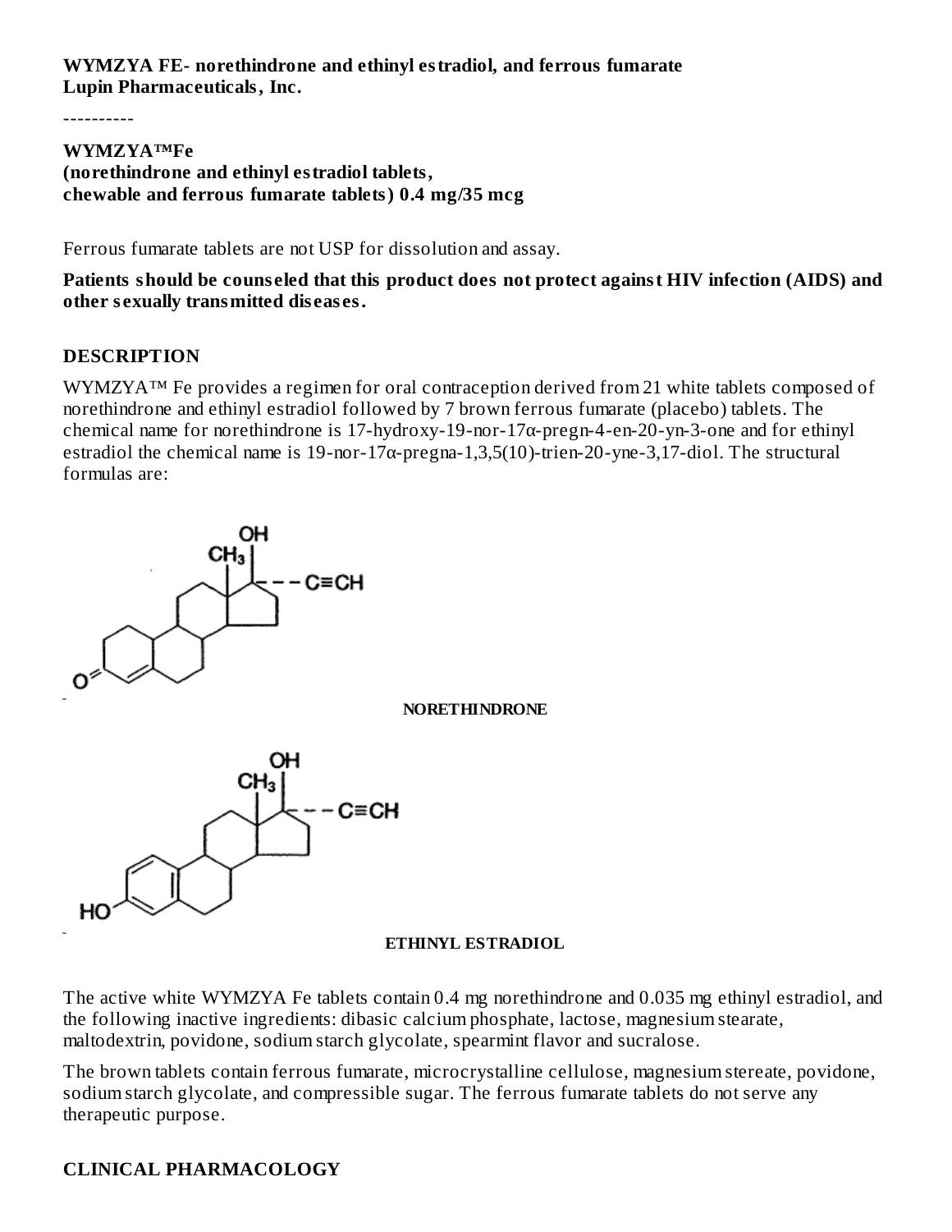**WYMZYA FE- norethindrone and ethinyl estradiol, and ferrous fumarate**
**Lupin Pharmaceuticals, Inc.**

----------

**WYMZYA™Fe**
**(norethindrone and ethinyl estradiol tablets,**
**chewable and ferrous fumarate tablets) 0.4 mg/35 mcg**

Ferrous fumarate tablets are not USP for dissolution and assay.

**Patients should be counseled that this product does not protect against HIV infection (AIDS) and other sexually transmitted diseases.**

## DESCRIPTION

WYMZYA™ Fe provides a regimen for oral contraception derived from 21 white tablets composed of norethindrone and ethinyl estradiol followed by 7 brown ferrous fumarate (placebo) tablets. The chemical name for norethindrone is 17-hydroxy-19-nor-17α-pregn-4-en-20-yn-3-one and for ethinyl estradiol the chemical name is 19-nor-17α-pregna-1,3,5(10)-trien-20-yne-3,17-diol. The structural formulas are:

**NORETHINDRONE**

**ETHINYL ESTRADIOL**

The active white WYMZYA Fe tablets contain 0.4 mg norethindrone and 0.035 mg ethinyl estradiol, and the following inactive ingredients: dibasic calcium phosphate, lactose, magnesium stearate, maltodextrin, povidone, sodium starch glycolate, spearmint flavor and sucralose.

The brown tablets contain ferrous fumarate, microcrystalline cellulose, magnesium stereate, povidone, sodium starch glycolate, and compressible sugar. The ferrous fumarate tablets do not serve any therapeutic purpose.

## CLINICAL PHARMACOLOGY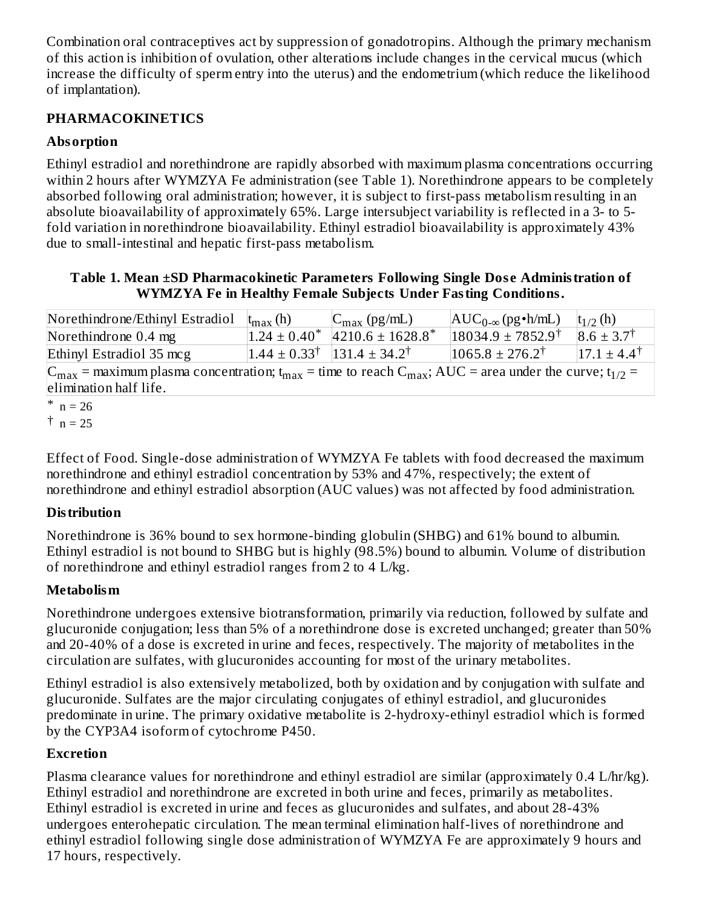Combination oral contraceptives act by suppression of gonadotropins. Although the primary mechanism of this action is inhibition of ovulation, other alterations include changes in the cervical mucus (which increase the difficulty of sperm entry into the uterus) and the endometrium (which reduce the likelihood of implantation).

## PHARMACOKINETICS

### Absorption

Ethinyl estradiol and norethindrone are rapidly absorbed with maximum plasma concentrations occurring within 2 hours after WYMZYA Fe administration (see Table 1). Norethindrone appears to be completely absorbed following oral administration; however, it is subject to first-pass metabolism resulting in an absolute bioavailability of approximately 65%. Large intersubject variability is reflected in a 3- to 5-fold variation in norethindrone bioavailability. Ethinyl estradiol bioavailability is approximately 43% due to small-intestinal and hepatic first-pass metabolism.

**Table 1. Mean ±SD Pharmacokinetic Parameters Following Single Dose Administration of WYMZYA Fe in Healthy Female Subjects Under Fasting Conditions.**

| Norethindrone/Ethinyl Estradiol | $t_{max}$ (h) | $C_{max}$ (pg/mL) | $AUC_{0-\infty}$ (pg•h/mL) | $t_{1/2}$ (h) |
|---|---|---|---|---|
| Norethindrone 0.4 mg | $1.24 \pm 0.40^{*}$ | $4210.6 \pm 1628.8^{*}$ | $18034.9 \pm 7852.9^{\dagger}$ | $8.6 \pm 3.7^{\dagger}$ |
| Ethinyl Estradiol 35 mcg | $1.44 \pm 0.33^{\dagger}$ | $131.4 \pm 34.2^{\dagger}$ | $1065.8 \pm 276.2^{\dagger}$ | $17.1 \pm 4.4^{\dagger}$ |
| $C_{max}$ = maximum plasma concentration; $t_{max}$ = time to reach $C_{max}$; AUC = area under the curve; $t_{1/2}$ = elimination half life. | | | | |

\* n = 26

† n = 25

Effect of Food. Single-dose administration of WYMZYA Fe tablets with food decreased the maximum norethindrone and ethinyl estradiol concentration by 53% and 47%, respectively; the extent of norethindrone and ethinyl estradiol absorption (AUC values) was not affected by food administration.

### Distribution

Norethindrone is 36% bound to sex hormone-binding globulin (SHBG) and 61% bound to albumin. Ethinyl estradiol is not bound to SHBG but is highly (98.5%) bound to albumin. Volume of distribution of norethindrone and ethinyl estradiol ranges from 2 to 4 L/kg.

### Metabolism

Norethindrone undergoes extensive biotransformation, primarily via reduction, followed by sulfate and glucuronide conjugation; less than 5% of a norethindrone dose is excreted unchanged; greater than 50% and 20-40% of a dose is excreted in urine and feces, respectively. The majority of metabolites in the circulation are sulfates, with glucuronides accounting for most of the urinary metabolites.

Ethinyl estradiol is also extensively metabolized, both by oxidation and by conjugation with sulfate and glucuronide. Sulfates are the major circulating conjugates of ethinyl estradiol, and glucuronides predominate in urine. The primary oxidative metabolite is 2-hydroxy-ethinyl estradiol which is formed by the CYP3A4 isoform of cytochrome P450.

### Excretion

Plasma clearance values for norethindrone and ethinyl estradiol are similar (approximately 0.4 L/hr/kg). Ethinyl estradiol and norethindrone are excreted in both urine and feces, primarily as metabolites. Ethinyl estradiol is excreted in urine and feces as glucuronides and sulfates, and about 28-43% undergoes enterohepatic circulation. The mean terminal elimination half-lives of norethindrone and ethinyl estradiol following single dose administration of WYMZYA Fe are approximately 9 hours and 17 hours, respectively.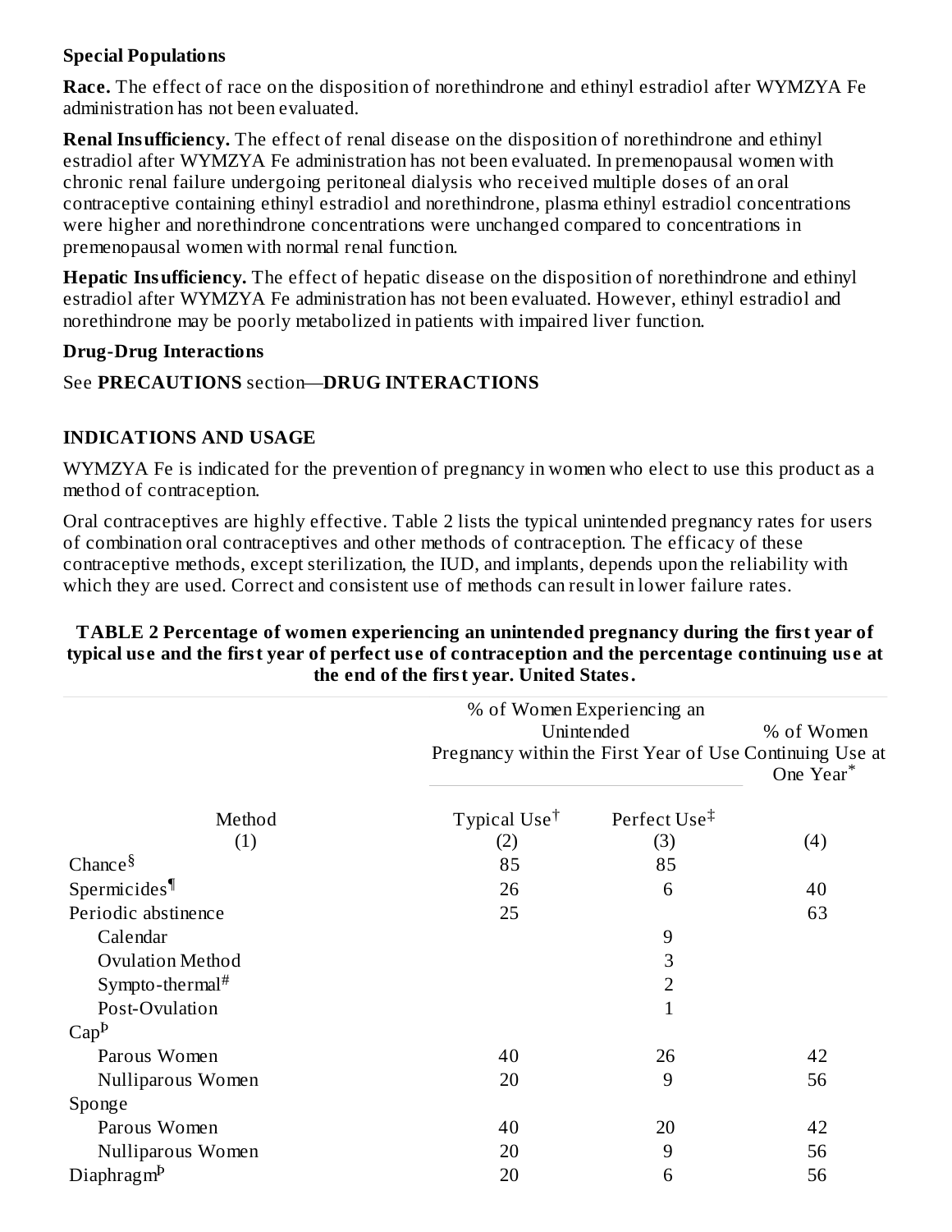**Special Populations**

**Race.** The effect of race on the disposition of norethindrone and ethinyl estradiol after WYMZYA Fe administration has not been evaluated.

**Renal Insufficiency.** The effect of renal disease on the disposition of norethindrone and ethinyl estradiol after WYMZYA Fe administration has not been evaluated. In premenopausal women with chronic renal failure undergoing peritoneal dialysis who received multiple doses of an oral contraceptive containing ethinyl estradiol and norethindrone, plasma ethinyl estradiol concentrations were higher and norethindrone concentrations were unchanged compared to concentrations in premenopausal women with normal renal function.

**Hepatic Insufficiency.** The effect of hepatic disease on the disposition of norethindrone and ethinyl estradiol after WYMZYA Fe administration has not been evaluated. However, ethinyl estradiol and norethindrone may be poorly metabolized in patients with impaired liver function.

**Drug-Drug Interactions**

See **PRECAUTIONS** section—**DRUG INTERACTIONS**

## INDICATIONS AND USAGE

WYMZYA Fe is indicated for the prevention of pregnancy in women who elect to use this product as a method of contraception.

Oral contraceptives are highly effective. Table 2 lists the typical unintended pregnancy rates for users of combination oral contraceptives and other methods of contraception. The efficacy of these contraceptive methods, except sterilization, the IUD, and implants, depends upon the reliability with which they are used. Correct and consistent use of methods can result in lower failure rates.

**TABLE 2 Percentage of women experiencing an unintended pregnancy during the first year of typical use and the first year of perfect use of contraception and the percentage continuing use at the end of the first year. United States.**

| | % of Women Experiencing an Unintended Pregnancy within the First Year of Use | | % of Women Continuing Use at One Year* |
|---|---|---|---|
| Method | Typical Use† | Perfect Use‡ | |
| (1) | (2) | (3) | (4) |
| Chance§ | 85 | 85 | |
| Spermicides¶ | 26 | 6 | 40 |
| Periodic abstinence | 25 | | 63 |
| Calendar | | 9 | |
| Ovulation Method | | 3 | |
| Sympto-thermal# | | 2 | |
| Post-Ovulation | | 1 | |
| CapÞ | | | |
| Parous Women | 40 | 26 | 42 |
| Nulliparous Women | 20 | 9 | 56 |
| Sponge | | | |
| Parous Women | 40 | 20 | 42 |
| Nulliparous Women | 20 | 9 | 56 |
| DiaphragmÞ | 20 | 6 | 56 |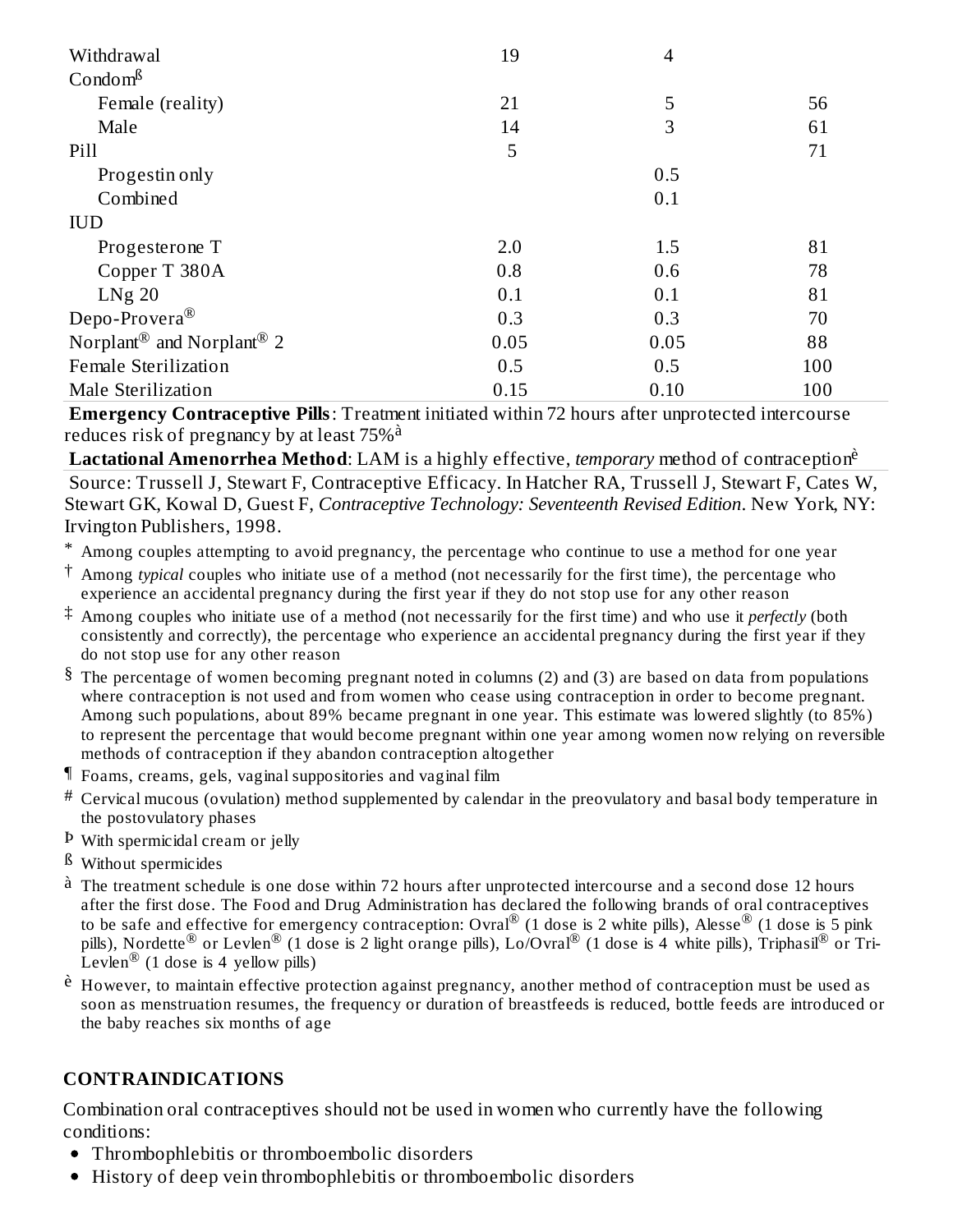| | | | |
|---|---|---|---|
| Withdrawal | 19 | 4 | |
| Condom[ß] | | | |
| Female (reality) | 21 | 5 | 56 |
| Male | 14 | 3 | 61 |
| Pill | 5 | | 71 |
| Progestin only | | 0.5 | |
| Combined | | 0.1 | |
| IUD | | | |
| Progesterone T | 2.0 | 1.5 | 81 |
| Copper T 380A | 0.8 | 0.6 | 78 |
| LNg 20 | 0.1 | 0.1 | 81 |
| Depo-Provera® | 0.3 | 0.3 | 70 |
| Norplant® and Norplant® 2 | 0.05 | 0.05 | 88 |
| Female Sterilization | 0.5 | 0.5 | 100 |
| Male Sterilization | 0.15 | 0.10 | 100 |

**Emergency Contraceptive Pills**: Treatment initiated within 72 hours after unprotected intercourse reduces risk of pregnancy by at least 75%[à]

**Lactational Amenorrhea Method**: LAM is a highly effective, *temporary* method of contraception[è]

Source: Trussell J, Stewart F, Contraceptive Efficacy. In Hatcher RA, Trussell J, Stewart F, Cates W, Stewart GK, Kowal D, Guest F, *Contraceptive Technology: Seventeenth Revised Edition*. New York, NY: Irvington Publishers, 1998.

\* Among couples attempting to avoid pregnancy, the percentage who continue to use a method for one year

† Among *typical* couples who initiate use of a method (not necessarily for the first time), the percentage who experience an accidental pregnancy during the first year if they do not stop use for any other reason

‡ Among couples who initiate use of a method (not necessarily for the first time) and who use it *perfectly* (both consistently and correctly), the percentage who experience an accidental pregnancy during the first year if they do not stop use for any other reason

§ The percentage of women becoming pregnant noted in columns (2) and (3) are based on data from populations where contraception is not used and from women who cease using contraception in order to become pregnant. Among such populations, about 89% became pregnant in one year. This estimate was lowered slightly (to 85%) to represent the percentage that would become pregnant within one year among women now relying on reversible methods of contraception if they abandon contraception altogether

¶ Foams, creams, gels, vaginal suppositories and vaginal film

\# Cervical mucous (ovulation) method supplemented by calendar in the preovulatory and basal body temperature in the postovulatory phases

Þ With spermicidal cream or jelly

ß Without spermicides

à The treatment schedule is one dose within 72 hours after unprotected intercourse and a second dose 12 hours after the first dose. The Food and Drug Administration has declared the following brands of oral contraceptives to be safe and effective for emergency contraception: Ovral® (1 dose is 2 white pills), Alesse® (1 dose is 5 pink pills), Nordette® or Levlen® (1 dose is 2 light orange pills), Lo/Ovral® (1 dose is 4 white pills), Triphasil® or Tri-Levlen® (1 dose is 4 yellow pills)

è However, to maintain effective protection against pregnancy, another method of contraception must be used as soon as menstruation resumes, the frequency or duration of breastfeeds is reduced, bottle feeds are introduced or the baby reaches six months of age

## CONTRAINDICATIONS

Combination oral contraceptives should not be used in women who currently have the following conditions:

- Thrombophlebitis or thromboembolic disorders
- History of deep vein thrombophlebitis or thromboembolic disorders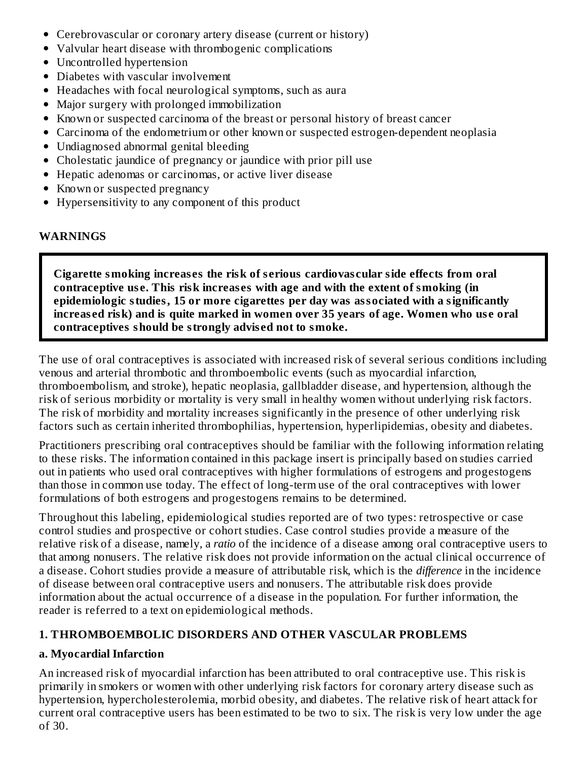- Cerebrovascular or coronary artery disease (current or history)
- Valvular heart disease with thrombogenic complications
- Uncontrolled hypertension
- Diabetes with vascular involvement
- Headaches with focal neurological symptoms, such as aura
- Major surgery with prolonged immobilization
- Known or suspected carcinoma of the breast or personal history of breast cancer
- Carcinoma of the endometrium or other known or suspected estrogen-dependent neoplasia
- Undiagnosed abnormal genital bleeding
- Cholestatic jaundice of pregnancy or jaundice with prior pill use
- Hepatic adenomas or carcinomas, or active liver disease
- Known or suspected pregnancy
- Hypersensitivity to any component of this product

## WARNINGS

**Cigarette smoking increases the risk of serious cardiovascular side effects from oral contraceptive use. This risk increases with age and with the extent of smoking (in epidemiologic studies, 15 or more cigarettes per day was associated with a significantly increased risk) and is quite marked in women over 35 years of age. Women who use oral contraceptives should be strongly advised not to smoke.**

The use of oral contraceptives is associated with increased risk of several serious conditions including venous and arterial thrombotic and thromboembolic events (such as myocardial infarction, thromboembolism, and stroke), hepatic neoplasia, gallbladder disease, and hypertension, although the risk of serious morbidity or mortality is very small in healthy women without underlying risk factors. The risk of morbidity and mortality increases significantly in the presence of other underlying risk factors such as certain inherited thrombophilias, hypertension, hyperlipidemias, obesity and diabetes.

Practitioners prescribing oral contraceptives should be familiar with the following information relating to these risks. The information contained in this package insert is principally based on studies carried out in patients who used oral contraceptives with higher formulations of estrogens and progestogens than those in common use today. The effect of long-term use of the oral contraceptives with lower formulations of both estrogens and progestogens remains to be determined.

Throughout this labeling, epidemiological studies reported are of two types: retrospective or case control studies and prospective or cohort studies. Case control studies provide a measure of the relative risk of a disease, namely, a *ratio* of the incidence of a disease among oral contraceptive users to that among nonusers. The relative risk does not provide information on the actual clinical occurrence of a disease. Cohort studies provide a measure of attributable risk, which is the *difference* in the incidence of disease between oral contraceptive users and nonusers. The attributable risk does provide information about the actual occurrence of a disease in the population. For further information, the reader is referred to a text on epidemiological methods.

### 1. THROMBOEMBOLIC DISORDERS AND OTHER VASCULAR PROBLEMS

#### a. Myocardial Infarction

An increased risk of myocardial infarction has been attributed to oral contraceptive use. This risk is primarily in smokers or women with other underlying risk factors for coronary artery disease such as hypertension, hypercholesterolemia, morbid obesity, and diabetes. The relative risk of heart attack for current oral contraceptive users has been estimated to be two to six. The risk is very low under the age of 30.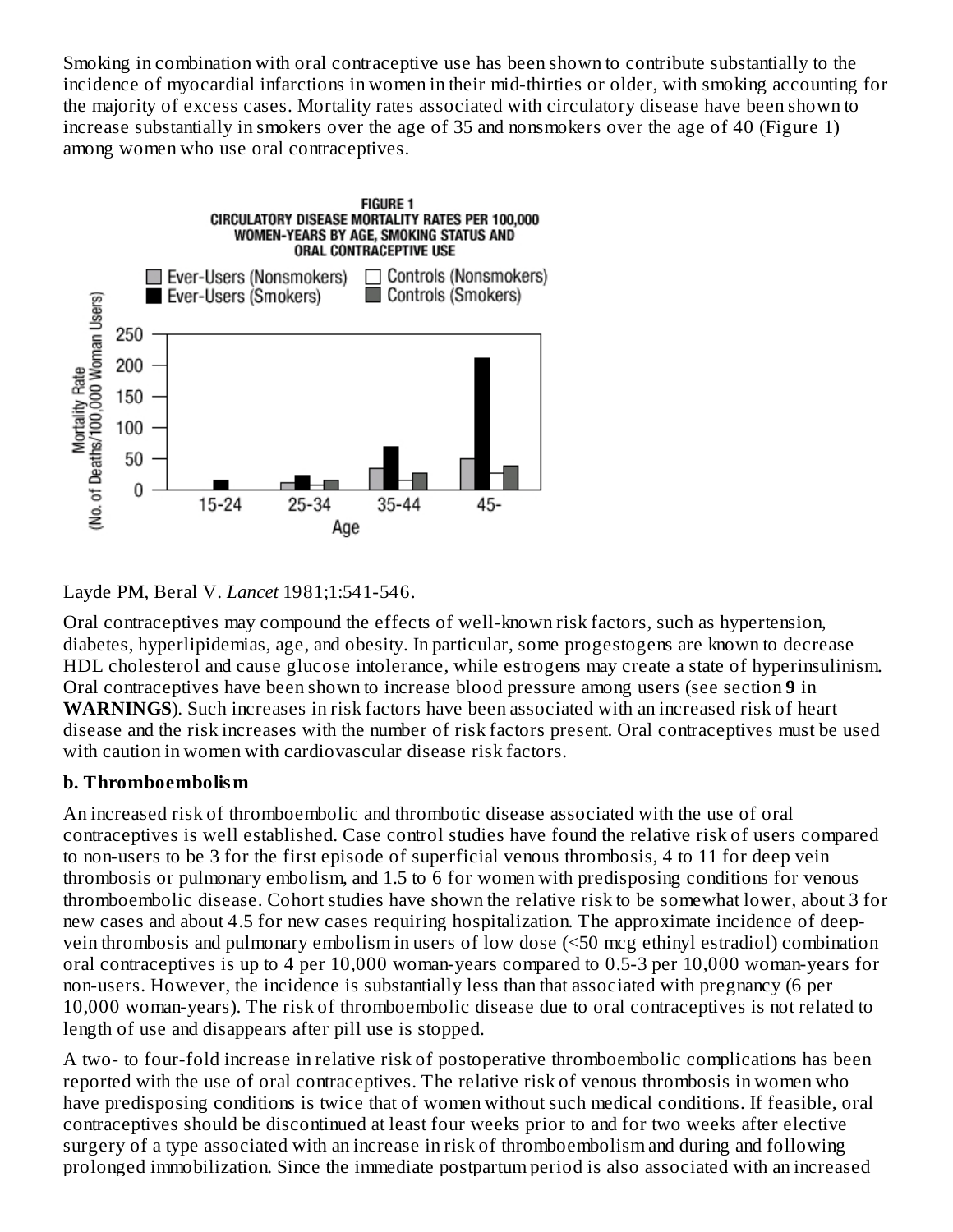Smoking in combination with oral contraceptive use has been shown to contribute substantially to the incidence of myocardial infarctions in women in their mid-thirties or older, with smoking accounting for the majority of excess cases. Mortality rates associated with circulatory disease have been shown to increase substantially in smokers over the age of 35 and nonsmokers over the age of 40 (Figure 1) among women who use oral contraceptives.

FIGURE 1
CIRCULATORY DISEASE MORTALITY RATES PER 100,000 WOMEN-YEARS BY AGE, SMOKING STATUS AND ORAL CONTRACEPTIVE USE

Layde PM, Beral V. *Lancet* 1981;1:541-546.

Oral contraceptives may compound the effects of well-known risk factors, such as hypertension, diabetes, hyperlipidemias, age, and obesity. In particular, some progestogens are known to decrease HDL cholesterol and cause glucose intolerance, while estrogens may create a state of hyperinsulinism. Oral contraceptives have been shown to increase blood pressure among users (see section **9** in **WARNINGS**). Such increases in risk factors have been associated with an increased risk of heart disease and the risk increases with the number of risk factors present. Oral contraceptives must be used with caution in women with cardiovascular disease risk factors.

**b. Thromboembolism**

An increased risk of thromboembolic and thrombotic disease associated with the use of oral contraceptives is well established. Case control studies have found the relative risk of users compared to non-users to be 3 for the first episode of superficial venous thrombosis, 4 to 11 for deep vein thrombosis or pulmonary embolism, and 1.5 to 6 for women with predisposing conditions for venous thromboembolic disease. Cohort studies have shown the relative risk to be somewhat lower, about 3 for new cases and about 4.5 for new cases requiring hospitalization. The approximate incidence of deep-vein thrombosis and pulmonary embolism in users of low dose (<50 mcg ethinyl estradiol) combination oral contraceptives is up to 4 per 10,000 woman-years compared to 0.5-3 per 10,000 woman-years for non-users. However, the incidence is substantially less than that associated with pregnancy (6 per 10,000 woman-years). The risk of thromboembolic disease due to oral contraceptives is not related to length of use and disappears after pill use is stopped.

A two- to four-fold increase in relative risk of postoperative thromboembolic complications has been reported with the use of oral contraceptives. The relative risk of venous thrombosis in women who have predisposing conditions is twice that of women without such medical conditions. If feasible, oral contraceptives should be discontinued at least four weeks prior to and for two weeks after elective surgery of a type associated with an increase in risk of thromboembolism and during and following prolonged immobilization. Since the immediate postpartum period is also associated with an increased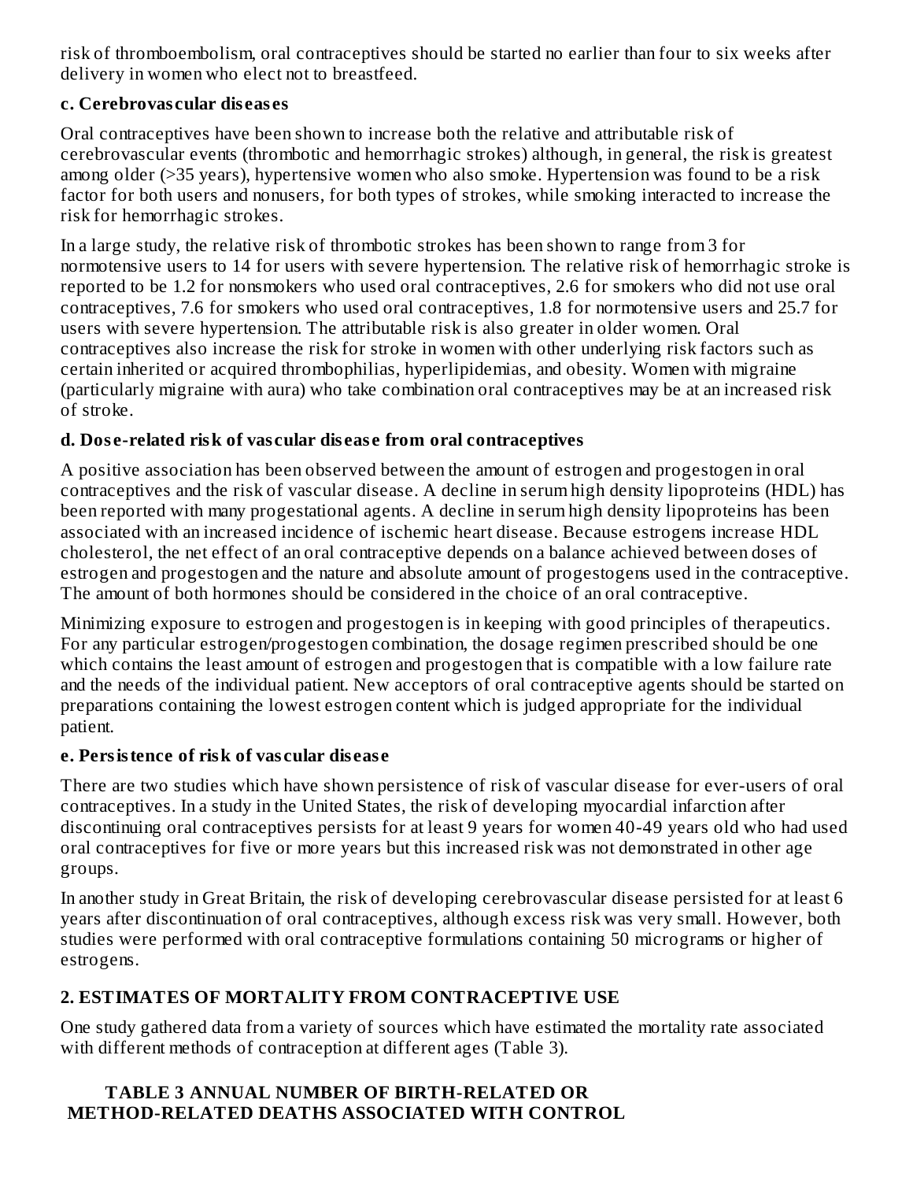risk of thromboembolism, oral contraceptives should be started no earlier than four to six weeks after delivery in women who elect not to breastfeed.

### c. Cerebrovascular diseases

Oral contraceptives have been shown to increase both the relative and attributable risk of cerebrovascular events (thrombotic and hemorrhagic strokes) although, in general, the risk is greatest among older (>35 years), hypertensive women who also smoke. Hypertension was found to be a risk factor for both users and nonusers, for both types of strokes, while smoking interacted to increase the risk for hemorrhagic strokes.

In a large study, the relative risk of thrombotic strokes has been shown to range from 3 for normotensive users to 14 for users with severe hypertension. The relative risk of hemorrhagic stroke is reported to be 1.2 for nonsmokers who used oral contraceptives, 2.6 for smokers who did not use oral contraceptives, 7.6 for smokers who used oral contraceptives, 1.8 for normotensive users and 25.7 for users with severe hypertension. The attributable risk is also greater in older women. Oral contraceptives also increase the risk for stroke in women with other underlying risk factors such as certain inherited or acquired thrombophilias, hyperlipidemias, and obesity. Women with migraine (particularly migraine with aura) who take combination oral contraceptives may be at an increased risk of stroke.

### d. Dose-related risk of vascular disease from oral contraceptives

A positive association has been observed between the amount of estrogen and progestogen in oral contraceptives and the risk of vascular disease. A decline in serum high density lipoproteins (HDL) has been reported with many progestational agents. A decline in serum high density lipoproteins has been associated with an increased incidence of ischemic heart disease. Because estrogens increase HDL cholesterol, the net effect of an oral contraceptive depends on a balance achieved between doses of estrogen and progestogen and the nature and absolute amount of progestogens used in the contraceptive. The amount of both hormones should be considered in the choice of an oral contraceptive.

Minimizing exposure to estrogen and progestogen is in keeping with good principles of therapeutics. For any particular estrogen/progestogen combination, the dosage regimen prescribed should be one which contains the least amount of estrogen and progestogen that is compatible with a low failure rate and the needs of the individual patient. New acceptors of oral contraceptive agents should be started on preparations containing the lowest estrogen content which is judged appropriate for the individual patient.

### e. Persistence of risk of vascular disease

There are two studies which have shown persistence of risk of vascular disease for ever-users of oral contraceptives. In a study in the United States, the risk of developing myocardial infarction after discontinuing oral contraceptives persists for at least 9 years for women 40-49 years old who had used oral contraceptives for five or more years but this increased risk was not demonstrated in other age groups.

In another study in Great Britain, the risk of developing cerebrovascular disease persisted for at least 6 years after discontinuation of oral contraceptives, although excess risk was very small. However, both studies were performed with oral contraceptive formulations containing 50 micrograms or higher of estrogens.

## 2. ESTIMATES OF MORTALITY FROM CONTRACEPTIVE USE

One study gathered data from a variety of sources which have estimated the mortality rate associated with different methods of contraception at different ages (Table 3).

**TABLE 3 ANNUAL NUMBER OF BIRTH-RELATED OR METHOD-RELATED DEATHS ASSOCIATED WITH CONTROL**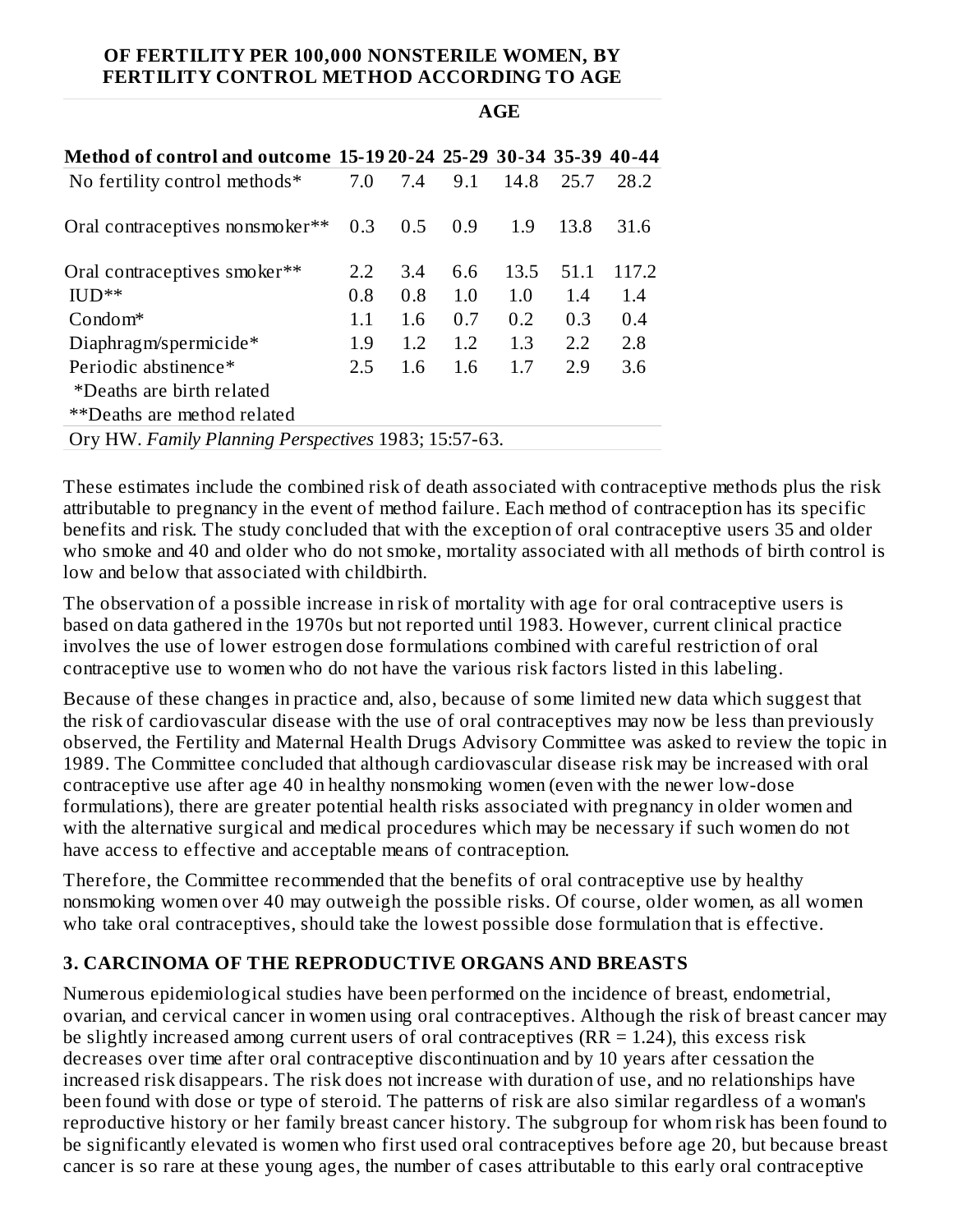**OF FERTILITY PER 100,000 NONSTERILE WOMEN, BY FERTILITY CONTROL METHOD ACCORDING TO AGE**

| | AGE | | | | | |
|---|---|---|---|---|---|---|
| **Method of control and outcome** | **15-19** | **20-24** | **25-29** | **30-34** | **35-39** | **40-44** |
| No fertility control methods* | 7.0 | 7.4 | 9.1 | 14.8 | 25.7 | 28.2 |
| Oral contraceptives nonsmoker** | 0.3 | 0.5 | 0.9 | 1.9 | 13.8 | 31.6 |
| Oral contraceptives smoker** | 2.2 | 3.4 | 6.6 | 13.5 | 51.1 | 117.2 |
| IUD** | 0.8 | 0.8 | 1.0 | 1.0 | 1.4 | 1.4 |
| Condom* | 1.1 | 1.6 | 0.7 | 0.2 | 0.3 | 0.4 |
| Diaphragm/spermicide* | 1.9 | 1.2 | 1.2 | 1.3 | 2.2 | 2.8 |
| Periodic abstinence* | 2.5 | 1.6 | 1.6 | 1.7 | 2.9 | 3.6 |

*Deaths are birth related

**Deaths are method related

Ory HW. *Family Planning Perspectives* 1983; 15:57-63.

These estimates include the combined risk of death associated with contraceptive methods plus the risk attributable to pregnancy in the event of method failure. Each method of contraception has its specific benefits and risk. The study concluded that with the exception of oral contraceptive users 35 and older who smoke and 40 and older who do not smoke, mortality associated with all methods of birth control is low and below that associated with childbirth.

The observation of a possible increase in risk of mortality with age for oral contraceptive users is based on data gathered in the 1970s but not reported until 1983. However, current clinical practice involves the use of lower estrogen dose formulations combined with careful restriction of oral contraceptive use to women who do not have the various risk factors listed in this labeling.

Because of these changes in practice and, also, because of some limited new data which suggest that the risk of cardiovascular disease with the use of oral contraceptives may now be less than previously observed, the Fertility and Maternal Health Drugs Advisory Committee was asked to review the topic in 1989. The Committee concluded that although cardiovascular disease risk may be increased with oral contraceptive use after age 40 in healthy nonsmoking women (even with the newer low-dose formulations), there are greater potential health risks associated with pregnancy in older women and with the alternative surgical and medical procedures which may be necessary if such women do not have access to effective and acceptable means of contraception.

Therefore, the Committee recommended that the benefits of oral contraceptive use by healthy nonsmoking women over 40 may outweigh the possible risks. Of course, older women, as all women who take oral contraceptives, should take the lowest possible dose formulation that is effective.

### 3. CARCINOMA OF THE REPRODUCTIVE ORGANS AND BREASTS

Numerous epidemiological studies have been performed on the incidence of breast, endometrial, ovarian, and cervical cancer in women using oral contraceptives. Although the risk of breast cancer may be slightly increased among current users of oral contraceptives (RR = 1.24), this excess risk decreases over time after oral contraceptive discontinuation and by 10 years after cessation the increased risk disappears. The risk does not increase with duration of use, and no relationships have been found with dose or type of steroid. The patterns of risk are also similar regardless of a woman's reproductive history or her family breast cancer history. The subgroup for whom risk has been found to be significantly elevated is women who first used oral contraceptives before age 20, but because breast cancer is so rare at these young ages, the number of cases attributable to this early oral contraceptive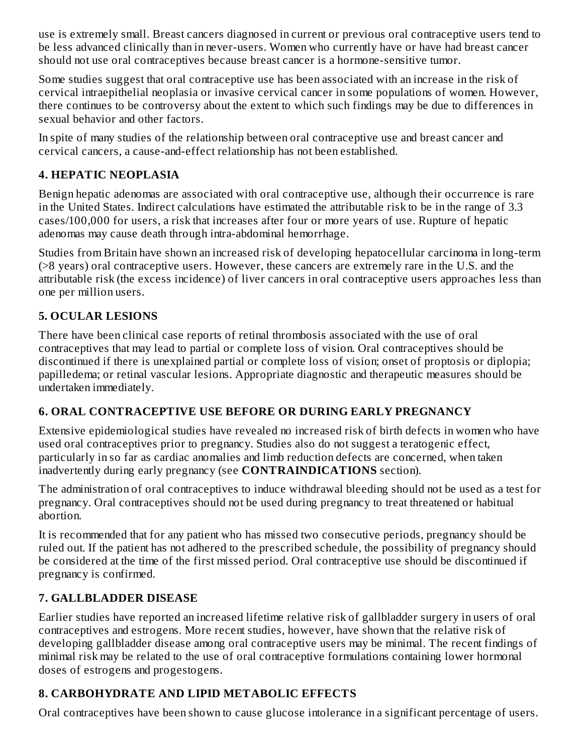use is extremely small. Breast cancers diagnosed in current or previous oral contraceptive users tend to be less advanced clinically than in never-users. Women who currently have or have had breast cancer should not use oral contraceptives because breast cancer is a hormone-sensitive tumor.

Some studies suggest that oral contraceptive use has been associated with an increase in the risk of cervical intraepithelial neoplasia or invasive cervical cancer in some populations of women. However, there continues to be controversy about the extent to which such findings may be due to differences in sexual behavior and other factors.

In spite of many studies of the relationship between oral contraceptive use and breast cancer and cervical cancers, a cause-and-effect relationship has not been established.

### 4. HEPATIC NEOPLASIA

Benign hepatic adenomas are associated with oral contraceptive use, although their occurrence is rare in the United States. Indirect calculations have estimated the attributable risk to be in the range of 3.3 cases/100,000 for users, a risk that increases after four or more years of use. Rupture of hepatic adenomas may cause death through intra-abdominal hemorrhage.

Studies from Britain have shown an increased risk of developing hepatocellular carcinoma in long-term (>8 years) oral contraceptive users. However, these cancers are extremely rare in the U.S. and the attributable risk (the excess incidence) of liver cancers in oral contraceptive users approaches less than one per million users.

### 5. OCULAR LESIONS

There have been clinical case reports of retinal thrombosis associated with the use of oral contraceptives that may lead to partial or complete loss of vision. Oral contraceptives should be discontinued if there is unexplained partial or complete loss of vision; onset of proptosis or diplopia; papilledema; or retinal vascular lesions. Appropriate diagnostic and therapeutic measures should be undertaken immediately.

### 6. ORAL CONTRACEPTIVE USE BEFORE OR DURING EARLY PREGNANCY

Extensive epidemiological studies have revealed no increased risk of birth defects in women who have used oral contraceptives prior to pregnancy. Studies also do not suggest a teratogenic effect, particularly in so far as cardiac anomalies and limb reduction defects are concerned, when taken inadvertently during early pregnancy (see **CONTRAINDICATIONS** section).

The administration of oral contraceptives to induce withdrawal bleeding should not be used as a test for pregnancy. Oral contraceptives should not be used during pregnancy to treat threatened or habitual abortion.

It is recommended that for any patient who has missed two consecutive periods, pregnancy should be ruled out. If the patient has not adhered to the prescribed schedule, the possibility of pregnancy should be considered at the time of the first missed period. Oral contraceptive use should be discontinued if pregnancy is confirmed.

### 7. GALLBLADDER DISEASE

Earlier studies have reported an increased lifetime relative risk of gallbladder surgery in users of oral contraceptives and estrogens. More recent studies, however, have shown that the relative risk of developing gallbladder disease among oral contraceptive users may be minimal. The recent findings of minimal risk may be related to the use of oral contraceptive formulations containing lower hormonal doses of estrogens and progestogens.

### 8. CARBOHYDRATE AND LIPID METABOLIC EFFECTS

Oral contraceptives have been shown to cause glucose intolerance in a significant percentage of users.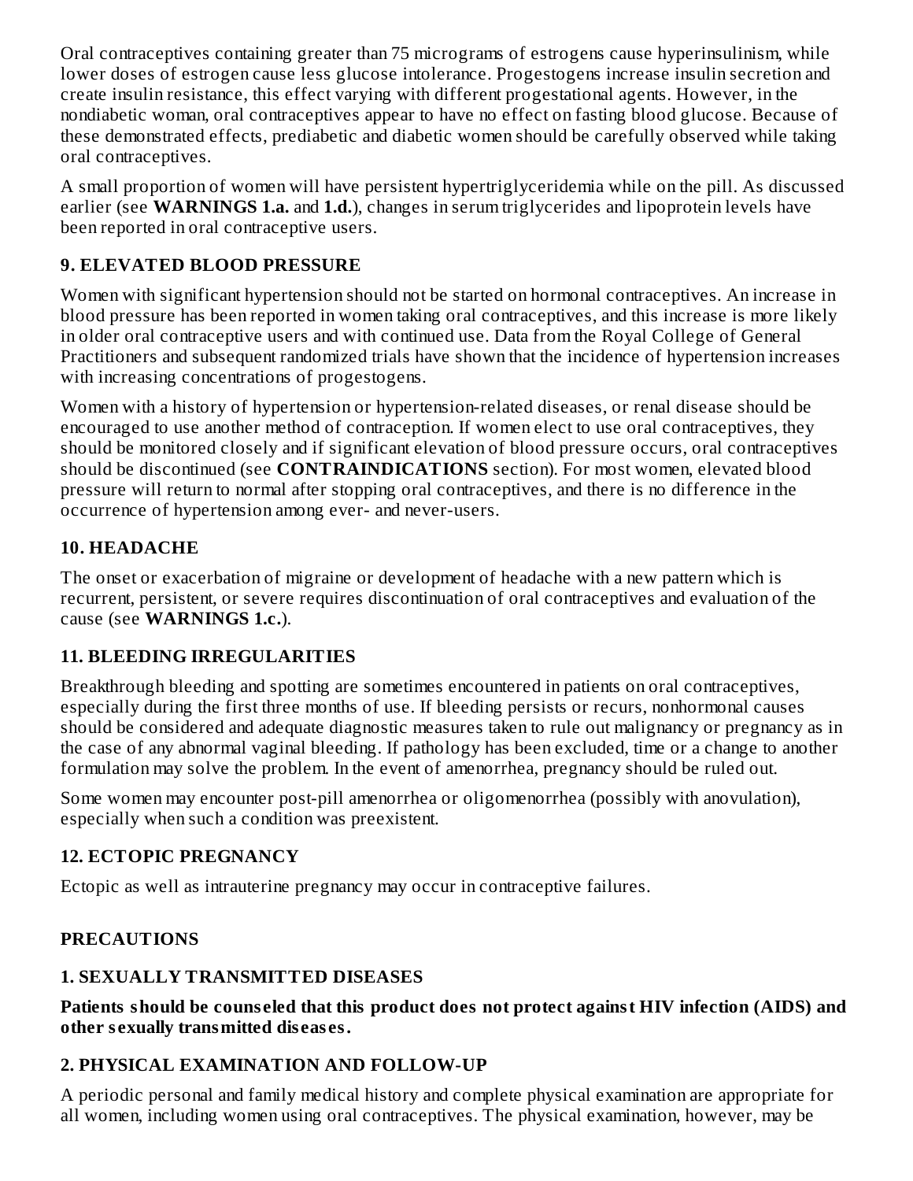Oral contraceptives containing greater than 75 micrograms of estrogens cause hyperinsulinism, while lower doses of estrogen cause less glucose intolerance. Progestogens increase insulin secretion and create insulin resistance, this effect varying with different progestational agents. However, in the nondiabetic woman, oral contraceptives appear to have no effect on fasting blood glucose. Because of these demonstrated effects, prediabetic and diabetic women should be carefully observed while taking oral contraceptives.

A small proportion of women will have persistent hypertriglyceridemia while on the pill. As discussed earlier (see **WARNINGS 1.a.** and **1.d.**), changes in serum triglycerides and lipoprotein levels have been reported in oral contraceptive users.

### 9. ELEVATED BLOOD PRESSURE

Women with significant hypertension should not be started on hormonal contraceptives. An increase in blood pressure has been reported in women taking oral contraceptives, and this increase is more likely in older oral contraceptive users and with continued use. Data from the Royal College of General Practitioners and subsequent randomized trials have shown that the incidence of hypertension increases with increasing concentrations of progestogens.

Women with a history of hypertension or hypertension-related diseases, or renal disease should be encouraged to use another method of contraception. If women elect to use oral contraceptives, they should be monitored closely and if significant elevation of blood pressure occurs, oral contraceptives should be discontinued (see **CONTRAINDICATIONS** section). For most women, elevated blood pressure will return to normal after stopping oral contraceptives, and there is no difference in the occurrence of hypertension among ever- and never-users.

### 10. HEADACHE

The onset or exacerbation of migraine or development of headache with a new pattern which is recurrent, persistent, or severe requires discontinuation of oral contraceptives and evaluation of the cause (see **WARNINGS 1.c.**).

### 11. BLEEDING IRREGULARITIES

Breakthrough bleeding and spotting are sometimes encountered in patients on oral contraceptives, especially during the first three months of use. If bleeding persists or recurs, nonhormonal causes should be considered and adequate diagnostic measures taken to rule out malignancy or pregnancy as in the case of any abnormal vaginal bleeding. If pathology has been excluded, time or a change to another formulation may solve the problem. In the event of amenorrhea, pregnancy should be ruled out.

Some women may encounter post-pill amenorrhea or oligomenorrhea (possibly with anovulation), especially when such a condition was preexistent.

### 12. ECTOPIC PREGNANCY

Ectopic as well as intrauterine pregnancy may occur in contraceptive failures.

## PRECAUTIONS

### 1. SEXUALLY TRANSMITTED DISEASES

**Patients should be counseled that this product does not protect against HIV infection (AIDS) and other sexually transmitted diseases.**

### 2. PHYSICAL EXAMINATION AND FOLLOW-UP

A periodic personal and family medical history and complete physical examination are appropriate for all women, including women using oral contraceptives. The physical examination, however, may be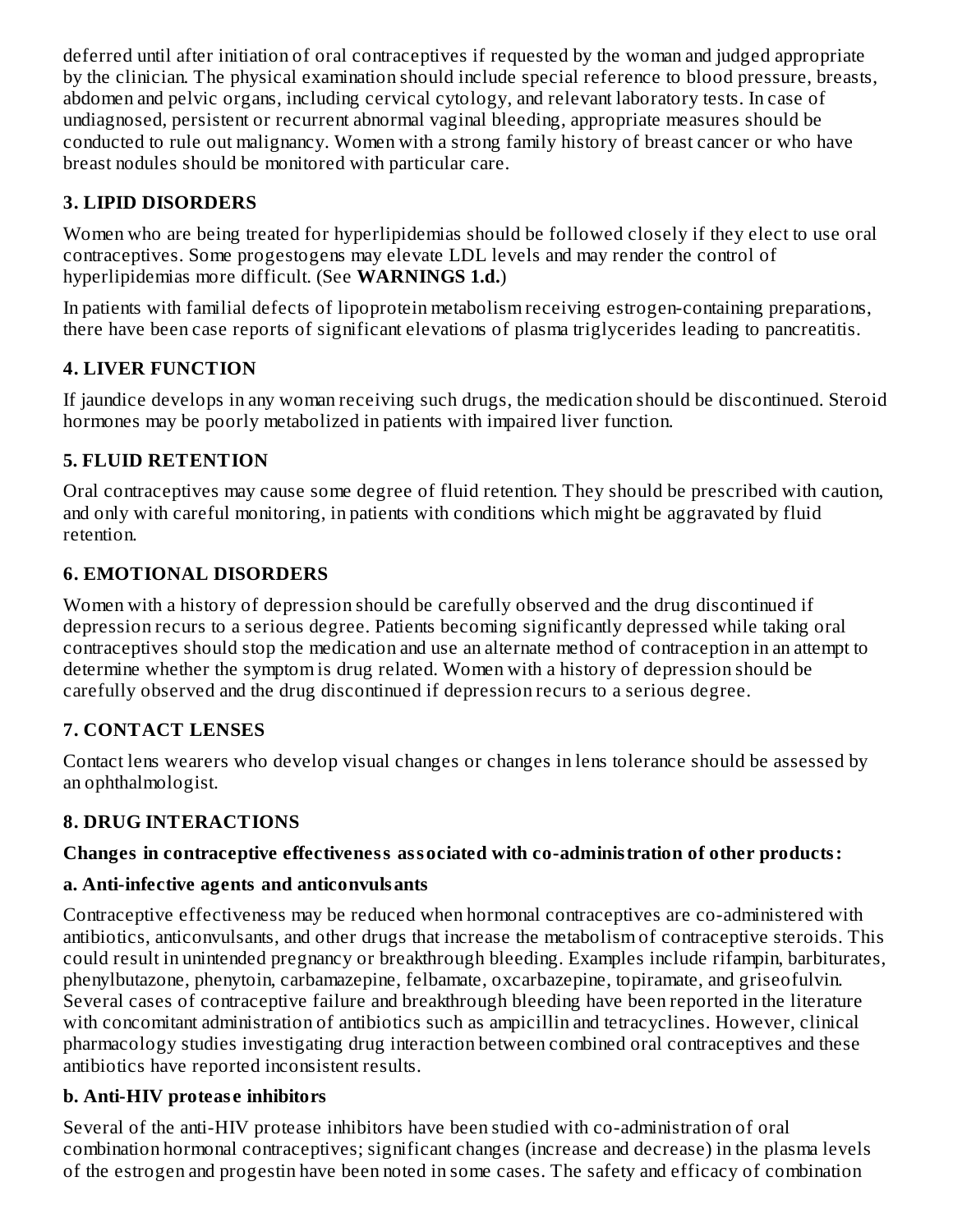deferred until after initiation of oral contraceptives if requested by the woman and judged appropriate by the clinician. The physical examination should include special reference to blood pressure, breasts, abdomen and pelvic organs, including cervical cytology, and relevant laboratory tests. In case of undiagnosed, persistent or recurrent abnormal vaginal bleeding, appropriate measures should be conducted to rule out malignancy. Women with a strong family history of breast cancer or who have breast nodules should be monitored with particular care.

## 3. LIPID DISORDERS

Women who are being treated for hyperlipidemias should be followed closely if they elect to use oral contraceptives. Some progestogens may elevate LDL levels and may render the control of hyperlipidemias more difficult. (See **WARNINGS 1.d.**)

In patients with familial defects of lipoprotein metabolism receiving estrogen-containing preparations, there have been case reports of significant elevations of plasma triglycerides leading to pancreatitis.

## 4. LIVER FUNCTION

If jaundice develops in any woman receiving such drugs, the medication should be discontinued. Steroid hormones may be poorly metabolized in patients with impaired liver function.

## 5. FLUID RETENTION

Oral contraceptives may cause some degree of fluid retention. They should be prescribed with caution, and only with careful monitoring, in patients with conditions which might be aggravated by fluid retention.

## 6. EMOTIONAL DISORDERS

Women with a history of depression should be carefully observed and the drug discontinued if depression recurs to a serious degree. Patients becoming significantly depressed while taking oral contraceptives should stop the medication and use an alternate method of contraception in an attempt to determine whether the symptom is drug related. Women with a history of depression should be carefully observed and the drug discontinued if depression recurs to a serious degree.

## 7. CONTACT LENSES

Contact lens wearers who develop visual changes or changes in lens tolerance should be assessed by an ophthalmologist.

## 8. DRUG INTERACTIONS

**Changes in contraceptive effectiveness associated with co-administration of other products:**

**a. Anti-infective agents and anticonvulsants**

Contraceptive effectiveness may be reduced when hormonal contraceptives are co-administered with antibiotics, anticonvulsants, and other drugs that increase the metabolism of contraceptive steroids. This could result in unintended pregnancy or breakthrough bleeding. Examples include rifampin, barbiturates, phenylbutazone, phenytoin, carbamazepine, felbamate, oxcarbazepine, topiramate, and griseofulvin. Several cases of contraceptive failure and breakthrough bleeding have been reported in the literature with concomitant administration of antibiotics such as ampicillin and tetracyclines. However, clinical pharmacology studies investigating drug interaction between combined oral contraceptives and these antibiotics have reported inconsistent results.

**b. Anti-HIV protease inhibitors**

Several of the anti-HIV protease inhibitors have been studied with co-administration of oral combination hormonal contraceptives; significant changes (increase and decrease) in the plasma levels of the estrogen and progestin have been noted in some cases. The safety and efficacy of combination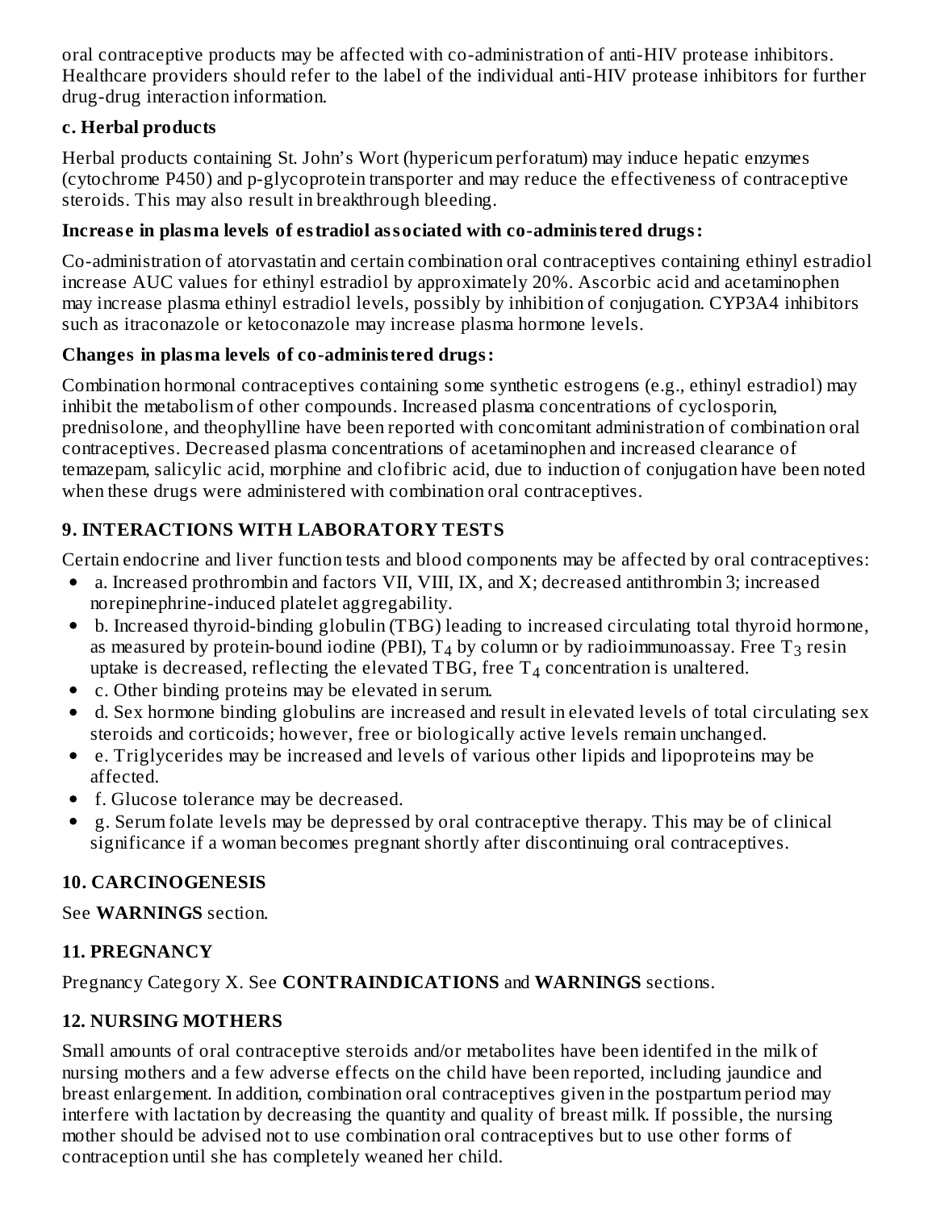oral contraceptive products may be affected with co-administration of anti-HIV protease inhibitors. Healthcare providers should refer to the label of the individual anti-HIV protease inhibitors for further drug-drug interaction information.

**c. Herbal products**

Herbal products containing St. John's Wort (hypericum perforatum) may induce hepatic enzymes (cytochrome P450) and p-glycoprotein transporter and may reduce the effectiveness of contraceptive steroids. This may also result in breakthrough bleeding.

**Increase in plasma levels of estradiol associated with co-administered drugs:**

Co-administration of atorvastatin and certain combination oral contraceptives containing ethinyl estradiol increase AUC values for ethinyl estradiol by approximately 20%. Ascorbic acid and acetaminophen may increase plasma ethinyl estradiol levels, possibly by inhibition of conjugation. CYP3A4 inhibitors such as itraconazole or ketoconazole may increase plasma hormone levels.

**Changes in plasma levels of co-administered drugs:**

Combination hormonal contraceptives containing some synthetic estrogens (e.g., ethinyl estradiol) may inhibit the metabolism of other compounds. Increased plasma concentrations of cyclosporin, prednisolone, and theophylline have been reported with concomitant administration of combination oral contraceptives. Decreased plasma concentrations of acetaminophen and increased clearance of temazepam, salicylic acid, morphine and clofibric acid, due to induction of conjugation have been noted when these drugs were administered with combination oral contraceptives.

## 9. INTERACTIONS WITH LABORATORY TESTS

Certain endocrine and liver function tests and blood components may be affected by oral contraceptives:

- a. Increased prothrombin and factors VII, VIII, IX, and X; decreased antithrombin 3; increased norepinephrine-induced platelet aggregability.
- b. Increased thyroid-binding globulin (TBG) leading to increased circulating total thyroid hormone, as measured by protein-bound iodine (PBI), $T_4$ by column or by radioimmunoassay. Free $T_3$ resin uptake is decreased, reflecting the elevated TBG, free $T_4$ concentration is unaltered.
- c. Other binding proteins may be elevated in serum.
- d. Sex hormone binding globulins are increased and result in elevated levels of total circulating sex steroids and corticoids; however, free or biologically active levels remain unchanged.
- e. Triglycerides may be increased and levels of various other lipids and lipoproteins may be affected.
- f. Glucose tolerance may be decreased.
- g. Serum folate levels may be depressed by oral contraceptive therapy. This may be of clinical significance if a woman becomes pregnant shortly after discontinuing oral contraceptives.

## 10. CARCINOGENESIS

See **WARNINGS** section.

## 11. PREGNANCY

Pregnancy Category X. See **CONTRAINDICATIONS** and **WARNINGS** sections.

## 12. NURSING MOTHERS

Small amounts of oral contraceptive steroids and/or metabolites have been identifed in the milk of nursing mothers and a few adverse effects on the child have been reported, including jaundice and breast enlargement. In addition, combination oral contraceptives given in the postpartum period may interfere with lactation by decreasing the quantity and quality of breast milk. If possible, the nursing mother should be advised not to use combination oral contraceptives but to use other forms of contraception until she has completely weaned her child.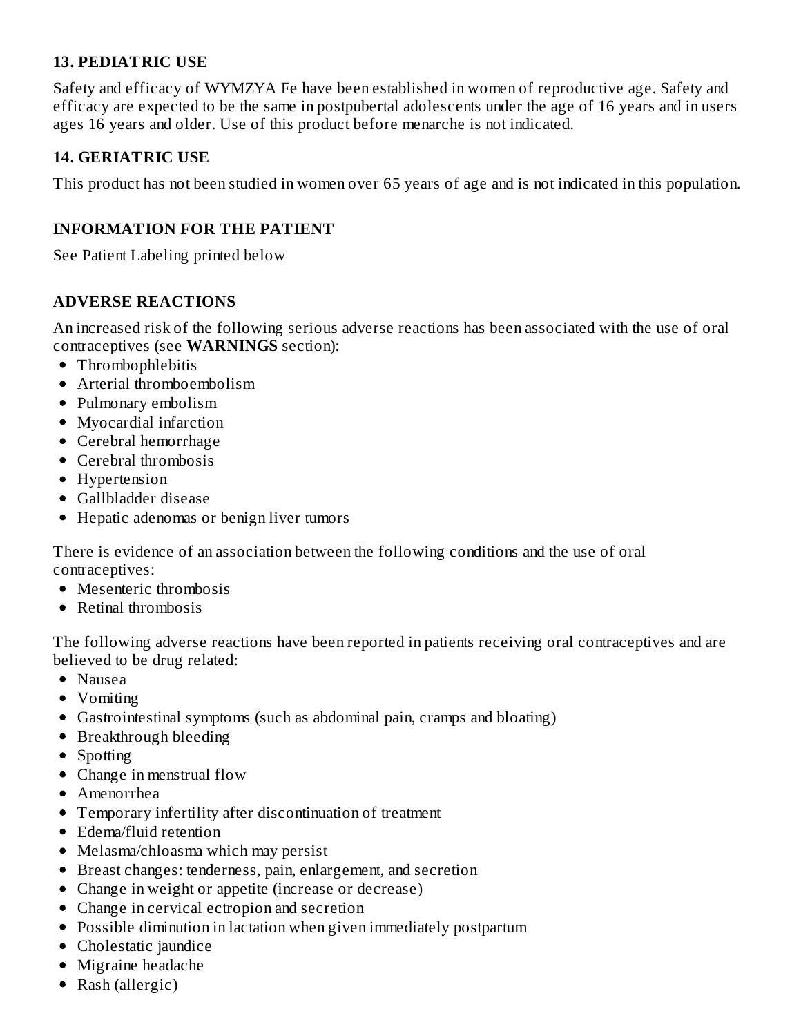### 13. PEDIATRIC USE

Safety and efficacy of WYMZYA Fe have been established in women of reproductive age. Safety and efficacy are expected to be the same in postpubertal adolescents under the age of 16 years and in users ages 16 years and older. Use of this product before menarche is not indicated.

### 14. GERIATRIC USE

This product has not been studied in women over 65 years of age and is not indicated in this population.

## INFORMATION FOR THE PATIENT

See Patient Labeling printed below

## ADVERSE REACTIONS

An increased risk of the following serious adverse reactions has been associated with the use of oral contraceptives (see **WARNINGS** section):

- Thrombophlebitis
- Arterial thromboembolism
- Pulmonary embolism
- Myocardial infarction
- Cerebral hemorrhage
- Cerebral thrombosis
- Hypertension
- Gallbladder disease
- Hepatic adenomas or benign liver tumors

There is evidence of an association between the following conditions and the use of oral contraceptives:

- Mesenteric thrombosis
- Retinal thrombosis

The following adverse reactions have been reported in patients receiving oral contraceptives and are believed to be drug related:

- Nausea
- Vomiting
- Gastrointestinal symptoms (such as abdominal pain, cramps and bloating)
- Breakthrough bleeding
- Spotting
- Change in menstrual flow
- Amenorrhea
- Temporary infertility after discontinuation of treatment
- Edema/fluid retention
- Melasma/chloasma which may persist
- Breast changes: tenderness, pain, enlargement, and secretion
- Change in weight or appetite (increase or decrease)
- Change in cervical ectropion and secretion
- Possible diminution in lactation when given immediately postpartum
- Cholestatic jaundice
- Migraine headache
- Rash (allergic)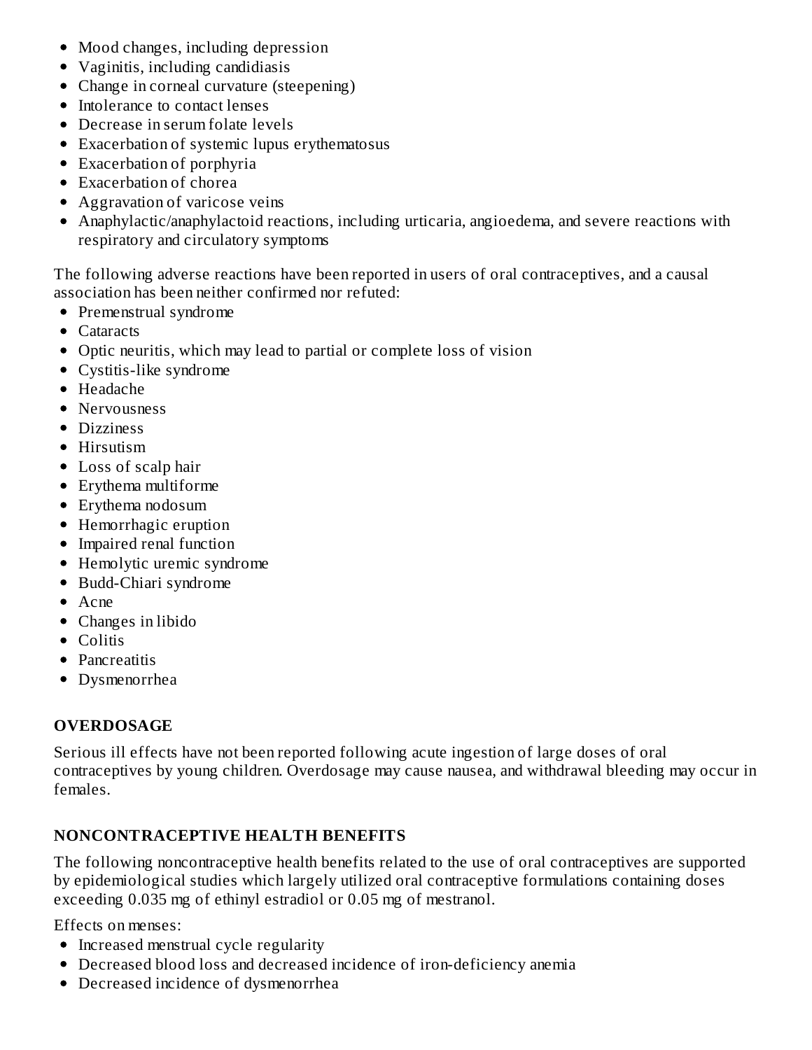- Mood changes, including depression
- Vaginitis, including candidiasis
- Change in corneal curvature (steepening)
- Intolerance to contact lenses
- Decrease in serum folate levels
- Exacerbation of systemic lupus erythematosus
- Exacerbation of porphyria
- Exacerbation of chorea
- Aggravation of varicose veins
- Anaphylactic/anaphylactoid reactions, including urticaria, angioedema, and severe reactions with respiratory and circulatory symptoms

The following adverse reactions have been reported in users of oral contraceptives, and a causal association has been neither confirmed nor refuted:

- Premenstrual syndrome
- Cataracts
- Optic neuritis, which may lead to partial or complete loss of vision
- Cystitis-like syndrome
- Headache
- Nervousness
- Dizziness
- Hirsutism
- Loss of scalp hair
- Erythema multiforme
- Erythema nodosum
- Hemorrhagic eruption
- Impaired renal function
- Hemolytic uremic syndrome
- Budd-Chiari syndrome
- Acne
- Changes in libido
- Colitis
- Pancreatitis
- Dysmenorrhea

## OVERDOSAGE

Serious ill effects have not been reported following acute ingestion of large doses of oral contraceptives by young children. Overdosage may cause nausea, and withdrawal bleeding may occur in females.

## NONCONTRACEPTIVE HEALTH BENEFITS

The following noncontraceptive health benefits related to the use of oral contraceptives are supported by epidemiological studies which largely utilized oral contraceptive formulations containing doses exceeding 0.035 mg of ethinyl estradiol or 0.05 mg of mestranol.

Effects on menses:

- Increased menstrual cycle regularity
- Decreased blood loss and decreased incidence of iron-deficiency anemia
- Decreased incidence of dysmenorrhea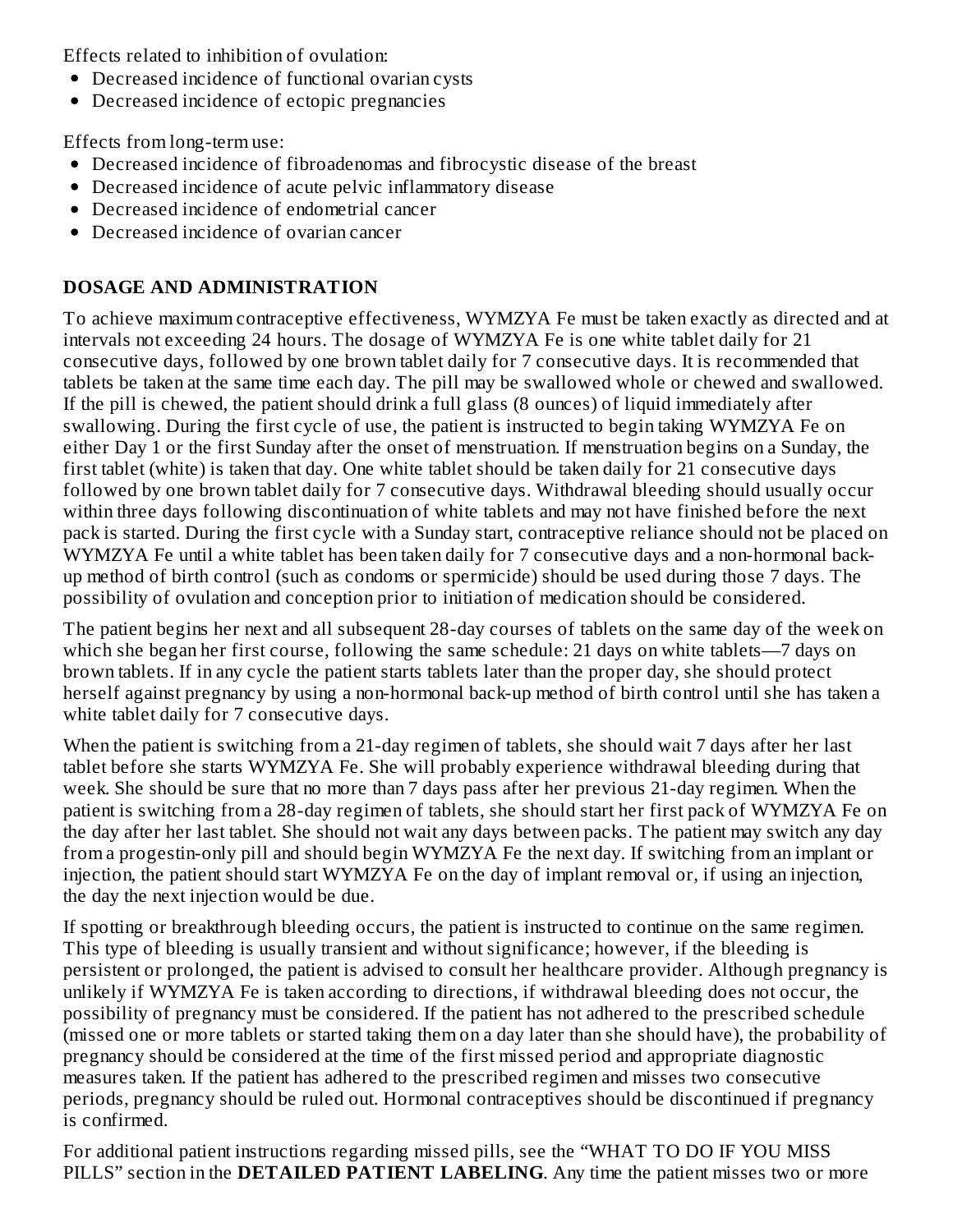Effects related to inhibition of ovulation:

- Decreased incidence of functional ovarian cysts
- Decreased incidence of ectopic pregnancies

Effects from long-term use:

- Decreased incidence of fibroadenomas and fibrocystic disease of the breast
- Decreased incidence of acute pelvic inflammatory disease
- Decreased incidence of endometrial cancer
- Decreased incidence of ovarian cancer

## DOSAGE AND ADMINISTRATION

To achieve maximum contraceptive effectiveness, WYMZYA Fe must be taken exactly as directed and at intervals not exceeding 24 hours. The dosage of WYMZYA Fe is one white tablet daily for 21 consecutive days, followed by one brown tablet daily for 7 consecutive days. It is recommended that tablets be taken at the same time each day. The pill may be swallowed whole or chewed and swallowed. If the pill is chewed, the patient should drink a full glass (8 ounces) of liquid immediately after swallowing. During the first cycle of use, the patient is instructed to begin taking WYMZYA Fe on either Day 1 or the first Sunday after the onset of menstruation. If menstruation begins on a Sunday, the first tablet (white) is taken that day. One white tablet should be taken daily for 21 consecutive days followed by one brown tablet daily for 7 consecutive days. Withdrawal bleeding should usually occur within three days following discontinuation of white tablets and may not have finished before the next pack is started. During the first cycle with a Sunday start, contraceptive reliance should not be placed on WYMZYA Fe until a white tablet has been taken daily for 7 consecutive days and a non-hormonal back-up method of birth control (such as condoms or spermicide) should be used during those 7 days. The possibility of ovulation and conception prior to initiation of medication should be considered.

The patient begins her next and all subsequent 28-day courses of tablets on the same day of the week on which she began her first course, following the same schedule: 21 days on white tablets—7 days on brown tablets. If in any cycle the patient starts tablets later than the proper day, she should protect herself against pregnancy by using a non-hormonal back-up method of birth control until she has taken a white tablet daily for 7 consecutive days.

When the patient is switching from a 21-day regimen of tablets, she should wait 7 days after her last tablet before she starts WYMZYA Fe. She will probably experience withdrawal bleeding during that week. She should be sure that no more than 7 days pass after her previous 21-day regimen. When the patient is switching from a 28-day regimen of tablets, she should start her first pack of WYMZYA Fe on the day after her last tablet. She should not wait any days between packs. The patient may switch any day from a progestin-only pill and should begin WYMZYA Fe the next day. If switching from an implant or injection, the patient should start WYMZYA Fe on the day of implant removal or, if using an injection, the day the next injection would be due.

If spotting or breakthrough bleeding occurs, the patient is instructed to continue on the same regimen. This type of bleeding is usually transient and without significance; however, if the bleeding is persistent or prolonged, the patient is advised to consult her healthcare provider. Although pregnancy is unlikely if WYMZYA Fe is taken according to directions, if withdrawal bleeding does not occur, the possibility of pregnancy must be considered. If the patient has not adhered to the prescribed schedule (missed one or more tablets or started taking them on a day later than she should have), the probability of pregnancy should be considered at the time of the first missed period and appropriate diagnostic measures taken. If the patient has adhered to the prescribed regimen and misses two consecutive periods, pregnancy should be ruled out. Hormonal contraceptives should be discontinued if pregnancy is confirmed.

For additional patient instructions regarding missed pills, see the "WHAT TO DO IF YOU MISS PILLS" section in the **DETAILED PATIENT LABELING**. Any time the patient misses two or more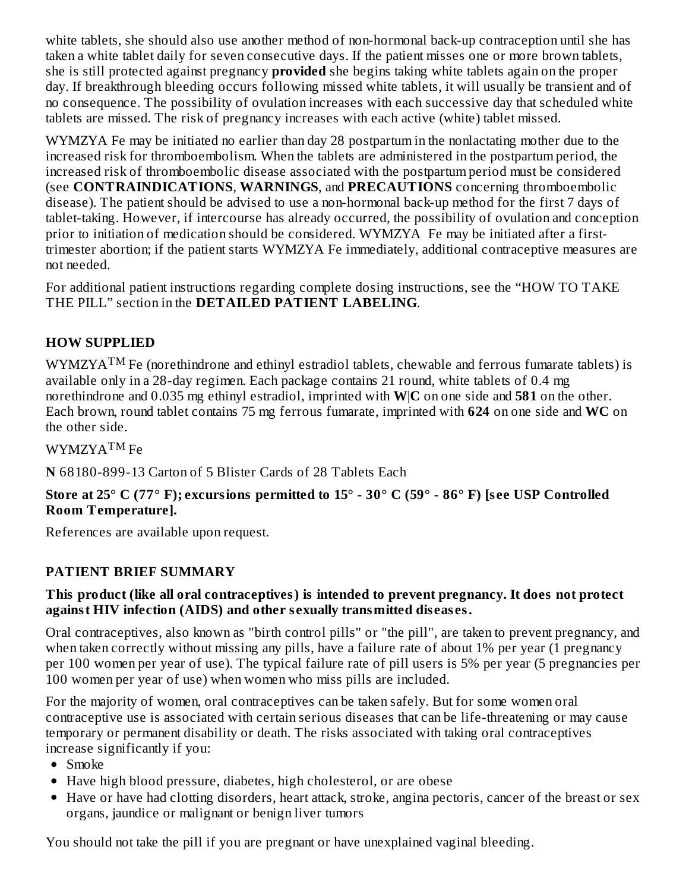white tablets, she should also use another method of non-hormonal back-up contraception until she has taken a white tablet daily for seven consecutive days. If the patient misses one or more brown tablets, she is still protected against pregnancy **provided** she begins taking white tablets again on the proper day. If breakthrough bleeding occurs following missed white tablets, it will usually be transient and of no consequence. The possibility of ovulation increases with each successive day that scheduled white tablets are missed. The risk of pregnancy increases with each active (white) tablet missed.

WYMZYA Fe may be initiated no earlier than day 28 postpartum in the nonlactating mother due to the increased risk for thromboembolism. When the tablets are administered in the postpartum period, the increased risk of thromboembolic disease associated with the postpartum period must be considered (see **CONTRAINDICATIONS**, **WARNINGS**, and **PRECAUTIONS** concerning thromboembolic disease). The patient should be advised to use a non-hormonal back-up method for the first 7 days of tablet-taking. However, if intercourse has already occurred, the possibility of ovulation and conception prior to initiation of medication should be considered. WYMZYA Fe may be initiated after a first-trimester abortion; if the patient starts WYMZYA Fe immediately, additional contraceptive measures are not needed.

For additional patient instructions regarding complete dosing instructions, see the "HOW TO TAKE THE PILL" section in the **DETAILED PATIENT LABELING**.

## HOW SUPPLIED

WYMZYA™ Fe (norethindrone and ethinyl estradiol tablets, chewable and ferrous fumarate tablets) is available only in a 28-day regimen. Each package contains 21 round, white tablets of 0.4 mg norethindrone and 0.035 mg ethinyl estradiol, imprinted with **W|C** on one side and **581** on the other. Each brown, round tablet contains 75 mg ferrous fumarate, imprinted with **624** on one side and **WC** on the other side.

WYMZYA™ Fe

**N** 68180-899-13 Carton of 5 Blister Cards of 28 Tablets Each

**Store at 25° C (77° F); excursions permitted to 15° - 30° C (59° - 86° F) [see USP Controlled Room Temperature].**

References are available upon request.

## PATIENT BRIEF SUMMARY

**This product (like all oral contraceptives) is intended to prevent pregnancy. It does not protect against HIV infection (AIDS) and other sexually transmitted diseases.**

Oral contraceptives, also known as "birth control pills" or "the pill", are taken to prevent pregnancy, and when taken correctly without missing any pills, have a failure rate of about 1% per year (1 pregnancy per 100 women per year of use). The typical failure rate of pill users is 5% per year (5 pregnancies per 100 women per year of use) when women who miss pills are included.

For the majority of women, oral contraceptives can be taken safely. But for some women oral contraceptive use is associated with certain serious diseases that can be life-threatening or may cause temporary or permanent disability or death. The risks associated with taking oral contraceptives increase significantly if you:

- Smoke
- Have high blood pressure, diabetes, high cholesterol, or are obese
- Have or have had clotting disorders, heart attack, stroke, angina pectoris, cancer of the breast or sex organs, jaundice or malignant or benign liver tumors

You should not take the pill if you are pregnant or have unexplained vaginal bleeding.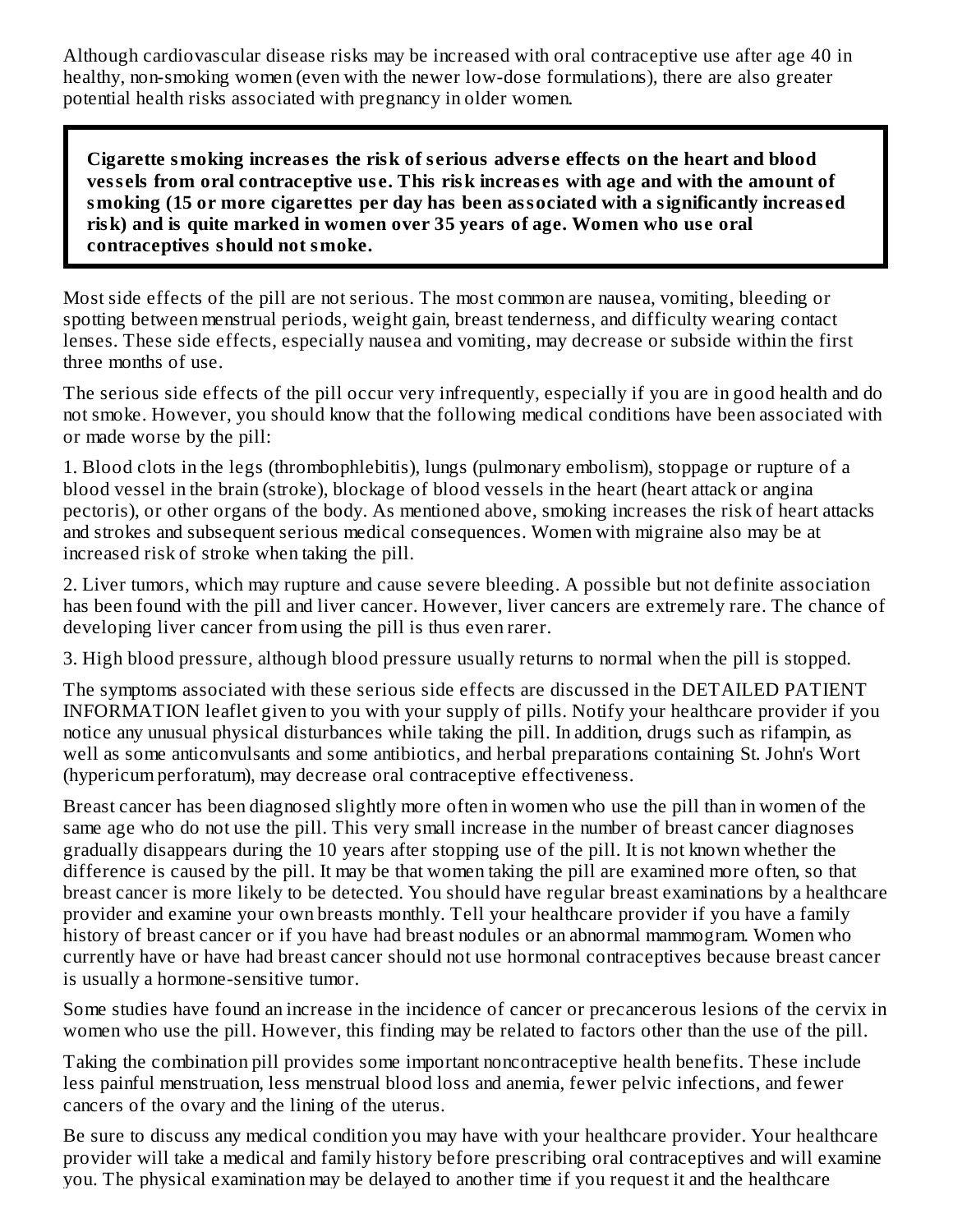Although cardiovascular disease risks may be increased with oral contraceptive use after age 40 in healthy, non-smoking women (even with the newer low-dose formulations), there are also greater potential health risks associated with pregnancy in older women.

**Cigarette smoking increases the risk of serious adverse effects on the heart and blood vessels from oral contraceptive use. This risk increases with age and with the amount of smoking (15 or more cigarettes per day has been associated with a significantly increased risk) and is quite marked in women over 35 years of age. Women who use oral contraceptives should not smoke.**

Most side effects of the pill are not serious. The most common are nausea, vomiting, bleeding or spotting between menstrual periods, weight gain, breast tenderness, and difficulty wearing contact lenses. These side effects, especially nausea and vomiting, may decrease or subside within the first three months of use.

The serious side effects of the pill occur very infrequently, especially if you are in good health and do not smoke. However, you should know that the following medical conditions have been associated with or made worse by the pill:

1. Blood clots in the legs (thrombophlebitis), lungs (pulmonary embolism), stoppage or rupture of a blood vessel in the brain (stroke), blockage of blood vessels in the heart (heart attack or angina pectoris), or other organs of the body. As mentioned above, smoking increases the risk of heart attacks and strokes and subsequent serious medical consequences. Women with migraine also may be at increased risk of stroke when taking the pill.

2. Liver tumors, which may rupture and cause severe bleeding. A possible but not definite association has been found with the pill and liver cancer. However, liver cancers are extremely rare. The chance of developing liver cancer from using the pill is thus even rarer.

3. High blood pressure, although blood pressure usually returns to normal when the pill is stopped.

The symptoms associated with these serious side effects are discussed in the DETAILED PATIENT INFORMATION leaflet given to you with your supply of pills. Notify your healthcare provider if you notice any unusual physical disturbances while taking the pill. In addition, drugs such as rifampin, as well as some anticonvulsants and some antibiotics, and herbal preparations containing St. John's Wort (hypericum perforatum), may decrease oral contraceptive effectiveness.

Breast cancer has been diagnosed slightly more often in women who use the pill than in women of the same age who do not use the pill. This very small increase in the number of breast cancer diagnoses gradually disappears during the 10 years after stopping use of the pill. It is not known whether the difference is caused by the pill. It may be that women taking the pill are examined more often, so that breast cancer is more likely to be detected. You should have regular breast examinations by a healthcare provider and examine your own breasts monthly. Tell your healthcare provider if you have a family history of breast cancer or if you have had breast nodules or an abnormal mammogram. Women who currently have or have had breast cancer should not use hormonal contraceptives because breast cancer is usually a hormone-sensitive tumor.

Some studies have found an increase in the incidence of cancer or precancerous lesions of the cervix in women who use the pill. However, this finding may be related to factors other than the use of the pill.

Taking the combination pill provides some important noncontraceptive health benefits. These include less painful menstruation, less menstrual blood loss and anemia, fewer pelvic infections, and fewer cancers of the ovary and the lining of the uterus.

Be sure to discuss any medical condition you may have with your healthcare provider. Your healthcare provider will take a medical and family history before prescribing oral contraceptives and will examine you. The physical examination may be delayed to another time if you request it and the healthcare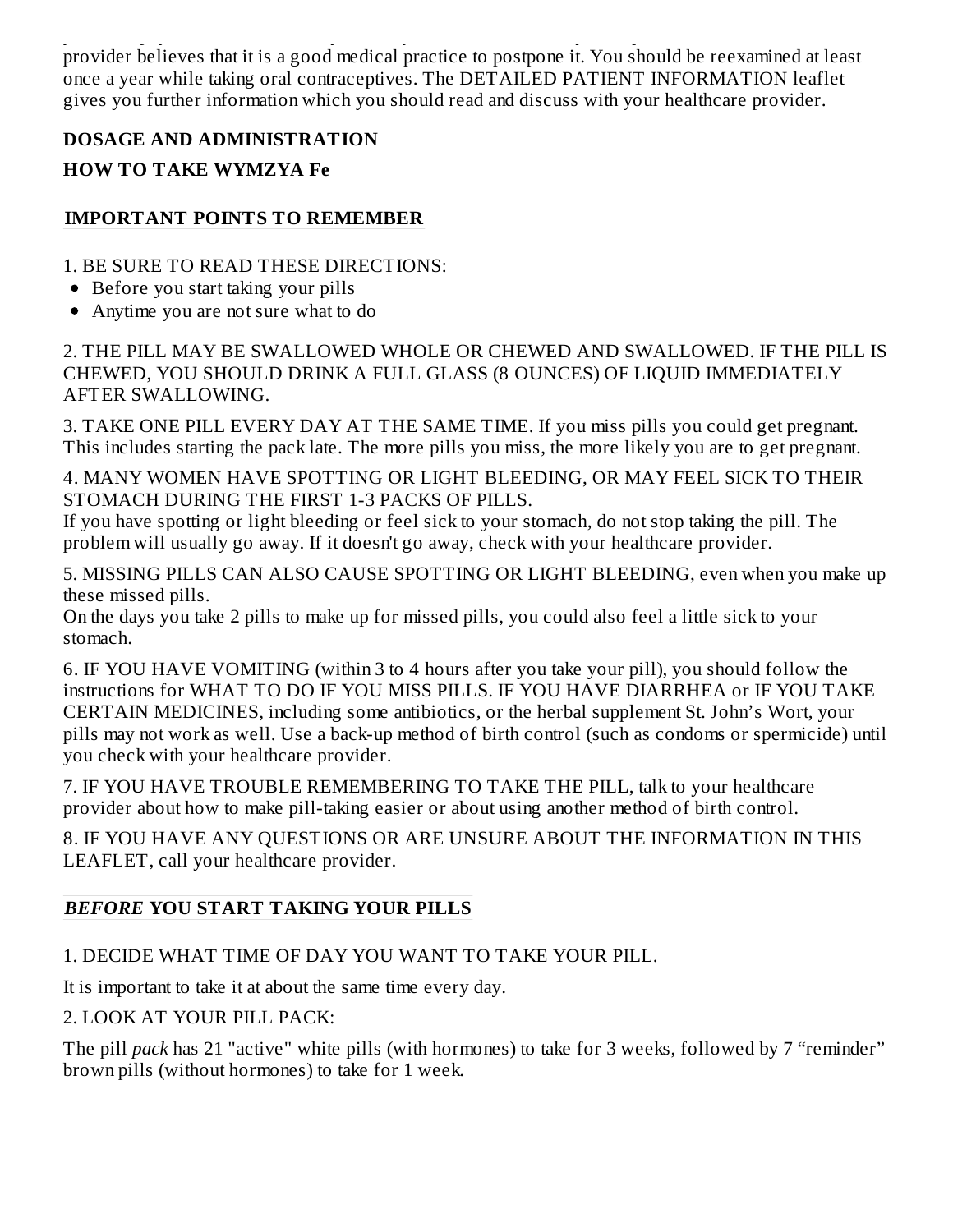provider believes that it is a good medical practice to postpone it. You should be reexamined at least once a year while taking oral contraceptives. The DETAILED PATIENT INFORMATION leaflet gives you further information which you should read and discuss with your healthcare provider.

## DOSAGE AND ADMINISTRATION

## HOW TO TAKE WYMZYA Fe

### IMPORTANT POINTS TO REMEMBER

1. BE SURE TO READ THESE DIRECTIONS:
- Before you start taking your pills
- Anytime you are not sure what to do

2. THE PILL MAY BE SWALLOWED WHOLE OR CHEWED AND SWALLOWED. IF THE PILL IS CHEWED, YOU SHOULD DRINK A FULL GLASS (8 OUNCES) OF LIQUID IMMEDIATELY AFTER SWALLOWING.

3. TAKE ONE PILL EVERY DAY AT THE SAME TIME. If you miss pills you could get pregnant. This includes starting the pack late. The more pills you miss, the more likely you are to get pregnant.

4. MANY WOMEN HAVE SPOTTING OR LIGHT BLEEDING, OR MAY FEEL SICK TO THEIR STOMACH DURING THE FIRST 1-3 PACKS OF PILLS.
If you have spotting or light bleeding or feel sick to your stomach, do not stop taking the pill. The problem will usually go away. If it doesn't go away, check with your healthcare provider.

5. MISSING PILLS CAN ALSO CAUSE SPOTTING OR LIGHT BLEEDING, even when you make up these missed pills.
On the days you take 2 pills to make up for missed pills, you could also feel a little sick to your stomach.

6. IF YOU HAVE VOMITING (within 3 to 4 hours after you take your pill), you should follow the instructions for WHAT TO DO IF YOU MISS PILLS. IF YOU HAVE DIARRHEA or IF YOU TAKE CERTAIN MEDICINES, including some antibiotics, or the herbal supplement St. John's Wort, your pills may not work as well. Use a back-up method of birth control (such as condoms or spermicide) until you check with your healthcare provider.

7. IF YOU HAVE TROUBLE REMEMBERING TO TAKE THE PILL, talk to your healthcare provider about how to make pill-taking easier or about using another method of birth control.

8. IF YOU HAVE ANY QUESTIONS OR ARE UNSURE ABOUT THE INFORMATION IN THIS LEAFLET, call your healthcare provider.

### *BEFORE* YOU START TAKING YOUR PILLS

1. DECIDE WHAT TIME OF DAY YOU WANT TO TAKE YOUR PILL.

It is important to take it at about the same time every day.

2. LOOK AT YOUR PILL PACK:

The pill *pack* has 21 "active" white pills (with hormones) to take for 3 weeks, followed by 7 "reminder" brown pills (without hormones) to take for 1 week.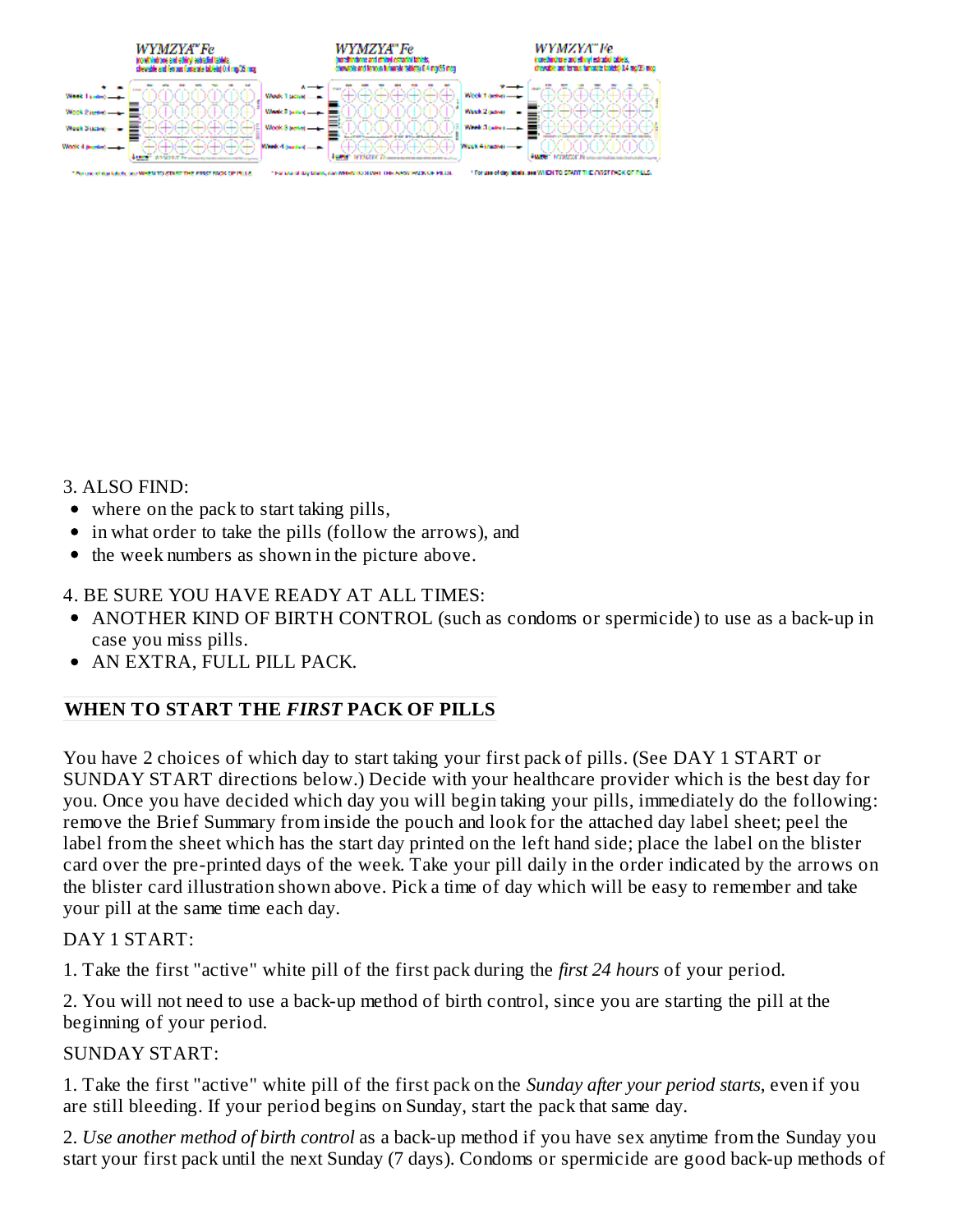3. ALSO FIND:

- where on the pack to start taking pills,
- in what order to take the pills (follow the arrows), and
- the week numbers as shown in the picture above.

4. BE SURE YOU HAVE READY AT ALL TIMES:

- ANOTHER KIND OF BIRTH CONTROL (such as condoms or spermicide) to use as a back-up in case you miss pills.
- AN EXTRA, FULL PILL PACK.

## WHEN TO START THE *FIRST* PACK OF PILLS

You have 2 choices of which day to start taking your first pack of pills. (See DAY 1 START or SUNDAY START directions below.) Decide with your healthcare provider which is the best day for you. Once you have decided which day you will begin taking your pills, immediately do the following: remove the Brief Summary from inside the pouch and look for the attached day label sheet; peel the label from the sheet which has the start day printed on the left hand side; place the label on the blister card over the pre-printed days of the week. Take your pill daily in the order indicated by the arrows on the blister card illustration shown above. Pick a time of day which will be easy to remember and take your pill at the same time each day.

DAY 1 START:

1. Take the first "active" white pill of the first pack during the *first 24 hours* of your period.

2. You will not need to use a back-up method of birth control, since you are starting the pill at the beginning of your period.

SUNDAY START:

1. Take the first "active" white pill of the first pack on the *Sunday after your period starts*, even if you are still bleeding. If your period begins on Sunday, start the pack that same day.

2. *Use another method of birth control* as a back-up method if you have sex anytime from the Sunday you start your first pack until the next Sunday (7 days). Condoms or spermicide are good back-up methods of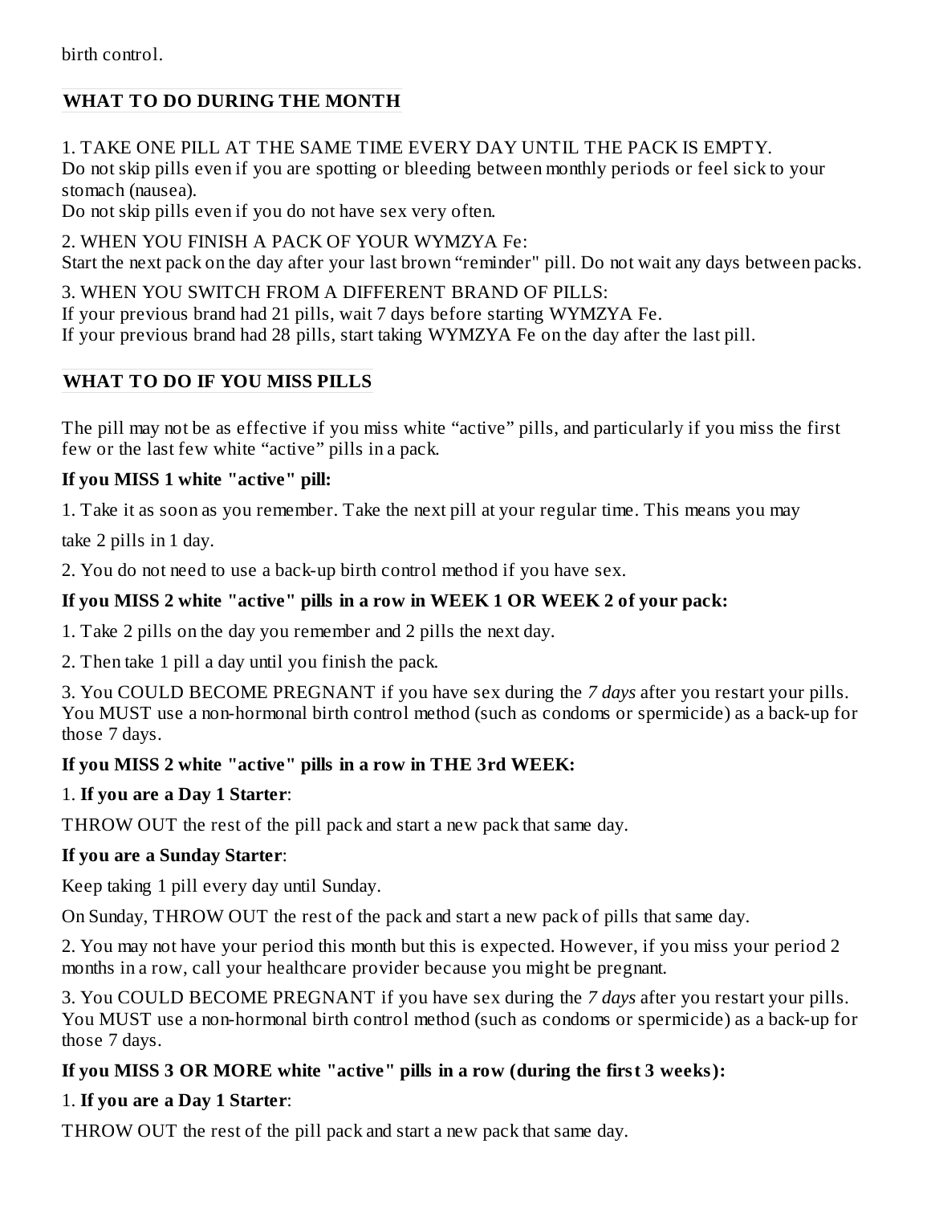birth control.

## WHAT TO DO DURING THE MONTH

1. TAKE ONE PILL AT THE SAME TIME EVERY DAY UNTIL THE PACK IS EMPTY.
Do not skip pills even if you are spotting or bleeding between monthly periods or feel sick to your stomach (nausea).
Do not skip pills even if you do not have sex very often.

2. WHEN YOU FINISH A PACK OF YOUR WYMZYA Fe:
Start the next pack on the day after your last brown "reminder" pill. Do not wait any days between packs.

3. WHEN YOU SWITCH FROM A DIFFERENT BRAND OF PILLS:
If your previous brand had 21 pills, wait 7 days before starting WYMZYA Fe.
If your previous brand had 28 pills, start taking WYMZYA Fe on the day after the last pill.

## WHAT TO DO IF YOU MISS PILLS

The pill may not be as effective if you miss white "active" pills, and particularly if you miss the first few or the last few white "active" pills in a pack.

**If you MISS 1 white "active" pill:**

1. Take it as soon as you remember. Take the next pill at your regular time. This means you may take 2 pills in 1 day.

2. You do not need to use a back-up birth control method if you have sex.

**If you MISS 2 white "active" pills in a row in WEEK 1 OR WEEK 2 of your pack:**

1. Take 2 pills on the day you remember and 2 pills the next day.

2. Then take 1 pill a day until you finish the pack.

3. You COULD BECOME PREGNANT if you have sex during the *7 days* after you restart your pills. You MUST use a non-hormonal birth control method (such as condoms or spermicide) as a back-up for those 7 days.

**If you MISS 2 white "active" pills in a row in THE 3rd WEEK:**

1. **If you are a Day 1 Starter**:

THROW OUT the rest of the pill pack and start a new pack that same day.

**If you are a Sunday Starter**:

Keep taking 1 pill every day until Sunday.

On Sunday, THROW OUT the rest of the pack and start a new pack of pills that same day.

2. You may not have your period this month but this is expected. However, if you miss your period 2 months in a row, call your healthcare provider because you might be pregnant.

3. You COULD BECOME PREGNANT if you have sex during the *7 days* after you restart your pills. You MUST use a non-hormonal birth control method (such as condoms or spermicide) as a back-up for those 7 days.

**If you MISS 3 OR MORE white "active" pills in a row (during the first 3 weeks):**

1. **If you are a Day 1 Starter**:

THROW OUT the rest of the pill pack and start a new pack that same day.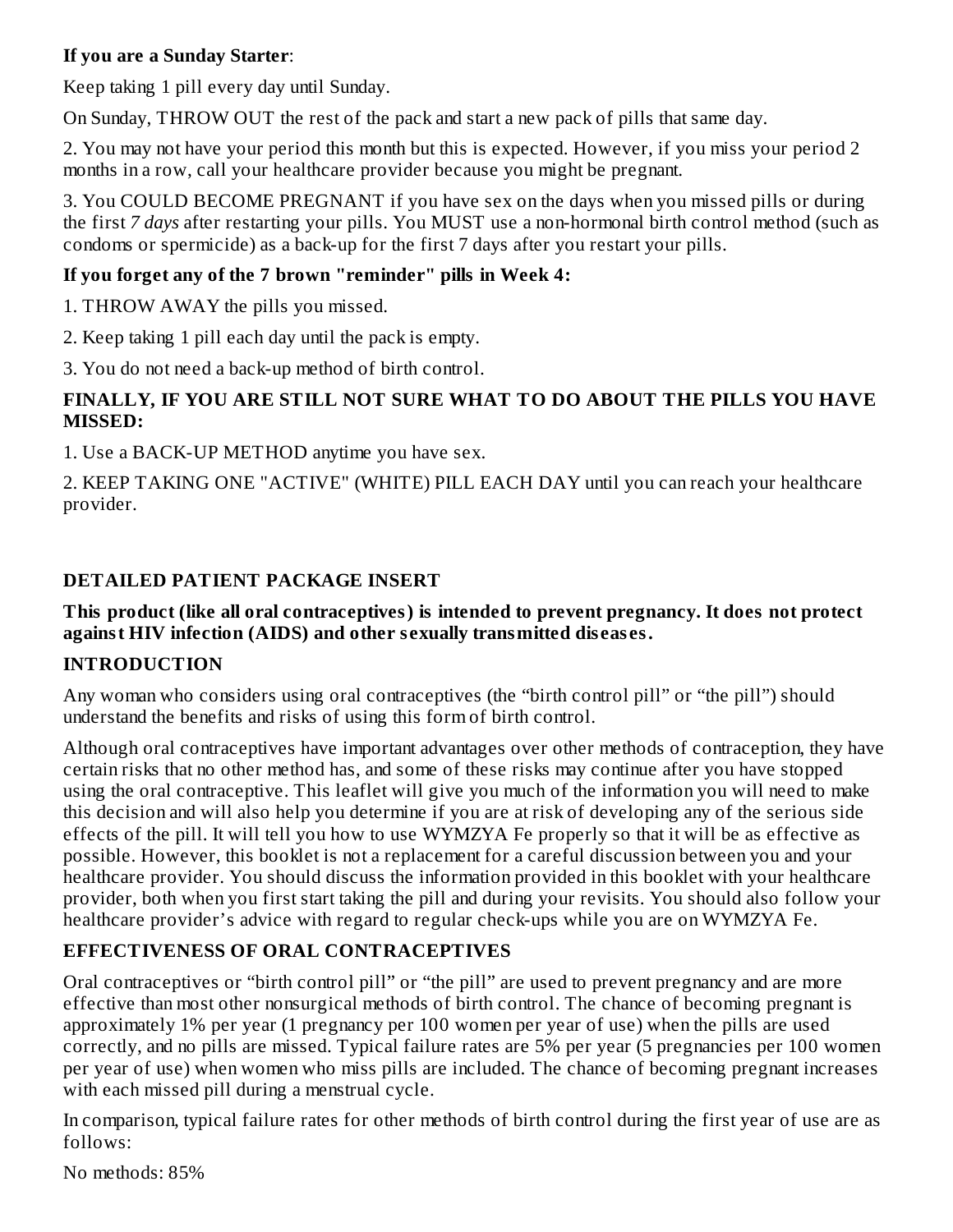**If you are a Sunday Starter**:

Keep taking 1 pill every day until Sunday.

On Sunday, THROW OUT the rest of the pack and start a new pack of pills that same day.

2. You may not have your period this month but this is expected. However, if you miss your period 2 months in a row, call your healthcare provider because you might be pregnant.

3. You COULD BECOME PREGNANT if you have sex on the days when you missed pills or during the first *7 days* after restarting your pills. You MUST use a non-hormonal birth control method (such as condoms or spermicide) as a back-up for the first 7 days after you restart your pills.

**If you forget any of the 7 brown "reminder" pills in Week 4:**

1. THROW AWAY the pills you missed.

2. Keep taking 1 pill each day until the pack is empty.

3. You do not need a back-up method of birth control.

**FINALLY, IF YOU ARE STILL NOT SURE WHAT TO DO ABOUT THE PILLS YOU HAVE MISSED:**

1. Use a BACK-UP METHOD anytime you have sex.

2. KEEP TAKING ONE "ACTIVE" (WHITE) PILL EACH DAY until you can reach your healthcare provider.

## DETAILED PATIENT PACKAGE INSERT

**This product (like all oral contraceptives) is intended to prevent pregnancy. It does not protect against HIV infection (AIDS) and other sexually transmitted diseases.**

### INTRODUCTION

Any woman who considers using oral contraceptives (the "birth control pill" or "the pill") should understand the benefits and risks of using this form of birth control.

Although oral contraceptives have important advantages over other methods of contraception, they have certain risks that no other method has, and some of these risks may continue after you have stopped using the oral contraceptive. This leaflet will give you much of the information you will need to make this decision and will also help you determine if you are at risk of developing any of the serious side effects of the pill. It will tell you how to use WYMZYA Fe properly so that it will be as effective as possible. However, this booklet is not a replacement for a careful discussion between you and your healthcare provider. You should discuss the information provided in this booklet with your healthcare provider, both when you first start taking the pill and during your revisits. You should also follow your healthcare provider's advice with regard to regular check-ups while you are on WYMZYA Fe.

### EFFECTIVENESS OF ORAL CONTRACEPTIVES

Oral contraceptives or "birth control pill" or "the pill" are used to prevent pregnancy and are more effective than most other nonsurgical methods of birth control. The chance of becoming pregnant is approximately 1% per year (1 pregnancy per 100 women per year of use) when the pills are used correctly, and no pills are missed. Typical failure rates are 5% per year (5 pregnancies per 100 women per year of use) when women who miss pills are included. The chance of becoming pregnant increases with each missed pill during a menstrual cycle.

In comparison, typical failure rates for other methods of birth control during the first year of use are as follows:

No methods: 85%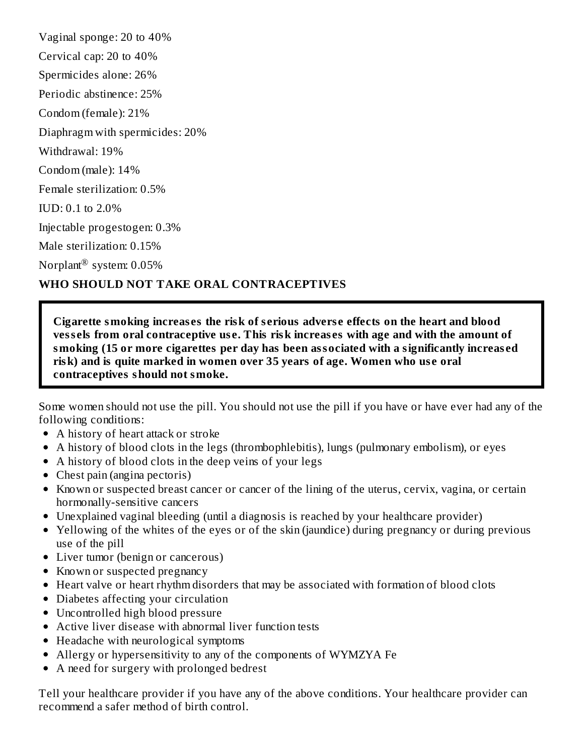Vaginal sponge: 20 to 40%

Cervical cap: 20 to 40%

Spermicides alone: 26%

Periodic abstinence: 25%

Condom (female): 21%

Diaphragm with spermicides: 20%

Withdrawal: 19%

Condom (male): 14%

Female sterilization: 0.5%

IUD: 0.1 to 2.0%

Injectable progestogen: 0.3%

Male sterilization: 0.15%

Norplant® system: 0.05%

### WHO SHOULD NOT TAKE ORAL CONTRACEPTIVES

> **Cigarette smoking increases the risk of serious adverse effects on the heart and blood vessels from oral contraceptive use. This risk increases with age and with the amount of smoking (15 or more cigarettes per day has been associated with a significantly increased risk) and is quite marked in women over 35 years of age. Women who use oral contraceptives should not smoke.**

Some women should not use the pill. You should not use the pill if you have or have ever had any of the following conditions:

- A history of heart attack or stroke
- A history of blood clots in the legs (thrombophlebitis), lungs (pulmonary embolism), or eyes
- A history of blood clots in the deep veins of your legs
- Chest pain (angina pectoris)
- Known or suspected breast cancer or cancer of the lining of the uterus, cervix, vagina, or certain hormonally-sensitive cancers
- Unexplained vaginal bleeding (until a diagnosis is reached by your healthcare provider)
- Yellowing of the whites of the eyes or of the skin (jaundice) during pregnancy or during previous use of the pill
- Liver tumor (benign or cancerous)
- Known or suspected pregnancy
- Heart valve or heart rhythm disorders that may be associated with formation of blood clots
- Diabetes affecting your circulation
- Uncontrolled high blood pressure
- Active liver disease with abnormal liver function tests
- Headache with neurological symptoms
- Allergy or hypersensitivity to any of the components of WYMZYA Fe
- A need for surgery with prolonged bedrest

Tell your healthcare provider if you have any of the above conditions. Your healthcare provider can recommend a safer method of birth control.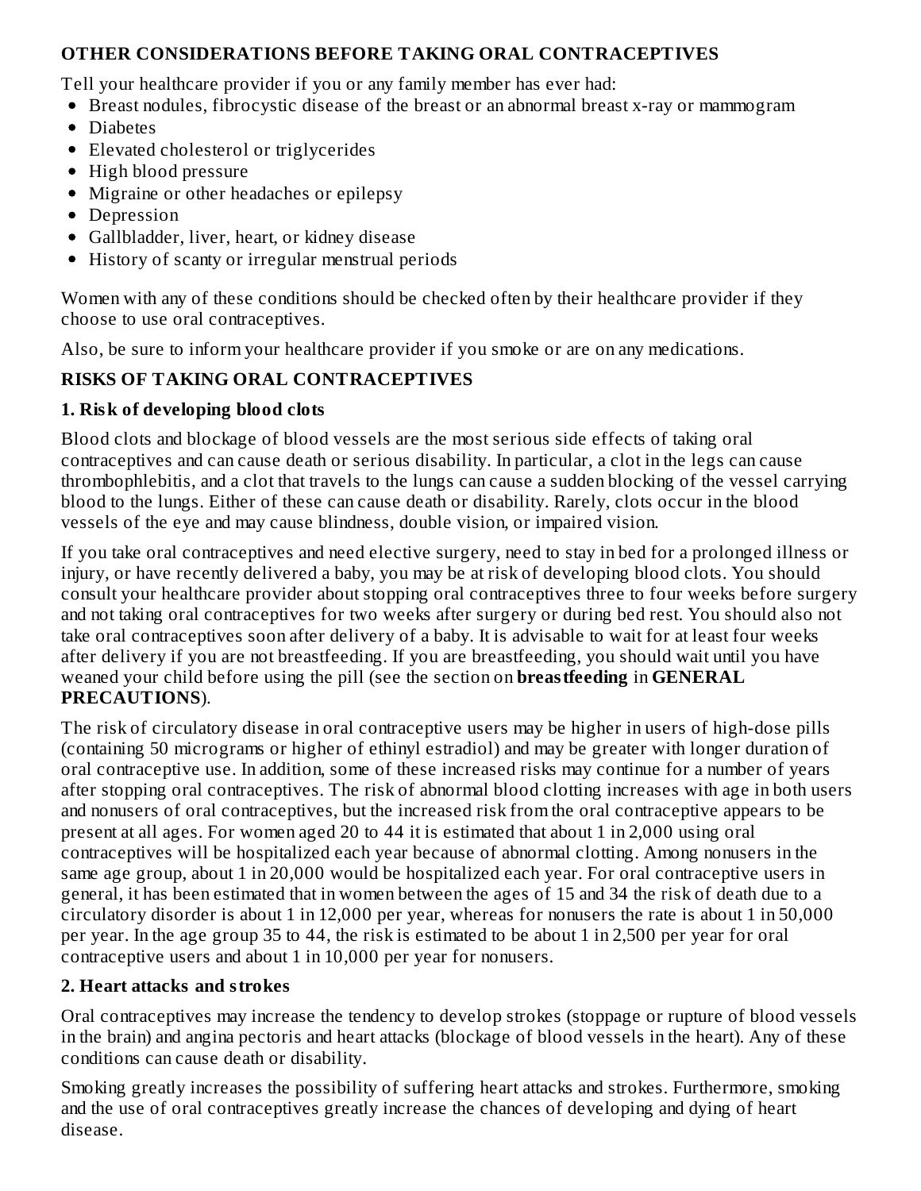**OTHER CONSIDERATIONS BEFORE TAKING ORAL CONTRACEPTIVES**

Tell your healthcare provider if you or any family member has ever had:

- Breast nodules, fibrocystic disease of the breast or an abnormal breast x-ray or mammogram
- Diabetes
- Elevated cholesterol or triglycerides
- High blood pressure
- Migraine or other headaches or epilepsy
- Depression
- Gallbladder, liver, heart, or kidney disease
- History of scanty or irregular menstrual periods

Women with any of these conditions should be checked often by their healthcare provider if they choose to use oral contraceptives.

Also, be sure to inform your healthcare provider if you smoke or are on any medications.

**RISKS OF TAKING ORAL CONTRACEPTIVES**

**1. Risk of developing blood clots**

Blood clots and blockage of blood vessels are the most serious side effects of taking oral contraceptives and can cause death or serious disability. In particular, a clot in the legs can cause thrombophlebitis, and a clot that travels to the lungs can cause a sudden blocking of the vessel carrying blood to the lungs. Either of these can cause death or disability. Rarely, clots occur in the blood vessels of the eye and may cause blindness, double vision, or impaired vision.

If you take oral contraceptives and need elective surgery, need to stay in bed for a prolonged illness or injury, or have recently delivered a baby, you may be at risk of developing blood clots. You should consult your healthcare provider about stopping oral contraceptives three to four weeks before surgery and not taking oral contraceptives for two weeks after surgery or during bed rest. You should also not take oral contraceptives soon after delivery of a baby. It is advisable to wait for at least four weeks after delivery if you are not breastfeeding. If you are breastfeeding, you should wait until you have weaned your child before using the pill (see the section on **breastfeeding** in **GENERAL PRECAUTIONS**).

The risk of circulatory disease in oral contraceptive users may be higher in users of high-dose pills (containing 50 micrograms or higher of ethinyl estradiol) and may be greater with longer duration of oral contraceptive use. In addition, some of these increased risks may continue for a number of years after stopping oral contraceptives. The risk of abnormal blood clotting increases with age in both users and nonusers of oral contraceptives, but the increased risk from the oral contraceptive appears to be present at all ages. For women aged 20 to 44 it is estimated that about 1 in 2,000 using oral contraceptives will be hospitalized each year because of abnormal clotting. Among nonusers in the same age group, about 1 in 20,000 would be hospitalized each year. For oral contraceptive users in general, it has been estimated that in women between the ages of 15 and 34 the risk of death due to a circulatory disorder is about 1 in 12,000 per year, whereas for nonusers the rate is about 1 in 50,000 per year. In the age group 35 to 44, the risk is estimated to be about 1 in 2,500 per year for oral contraceptive users and about 1 in 10,000 per year for nonusers.

**2. Heart attacks and strokes**

Oral contraceptives may increase the tendency to develop strokes (stoppage or rupture of blood vessels in the brain) and angina pectoris and heart attacks (blockage of blood vessels in the heart). Any of these conditions can cause death or disability.

Smoking greatly increases the possibility of suffering heart attacks and strokes. Furthermore, smoking and the use of oral contraceptives greatly increase the chances of developing and dying of heart disease.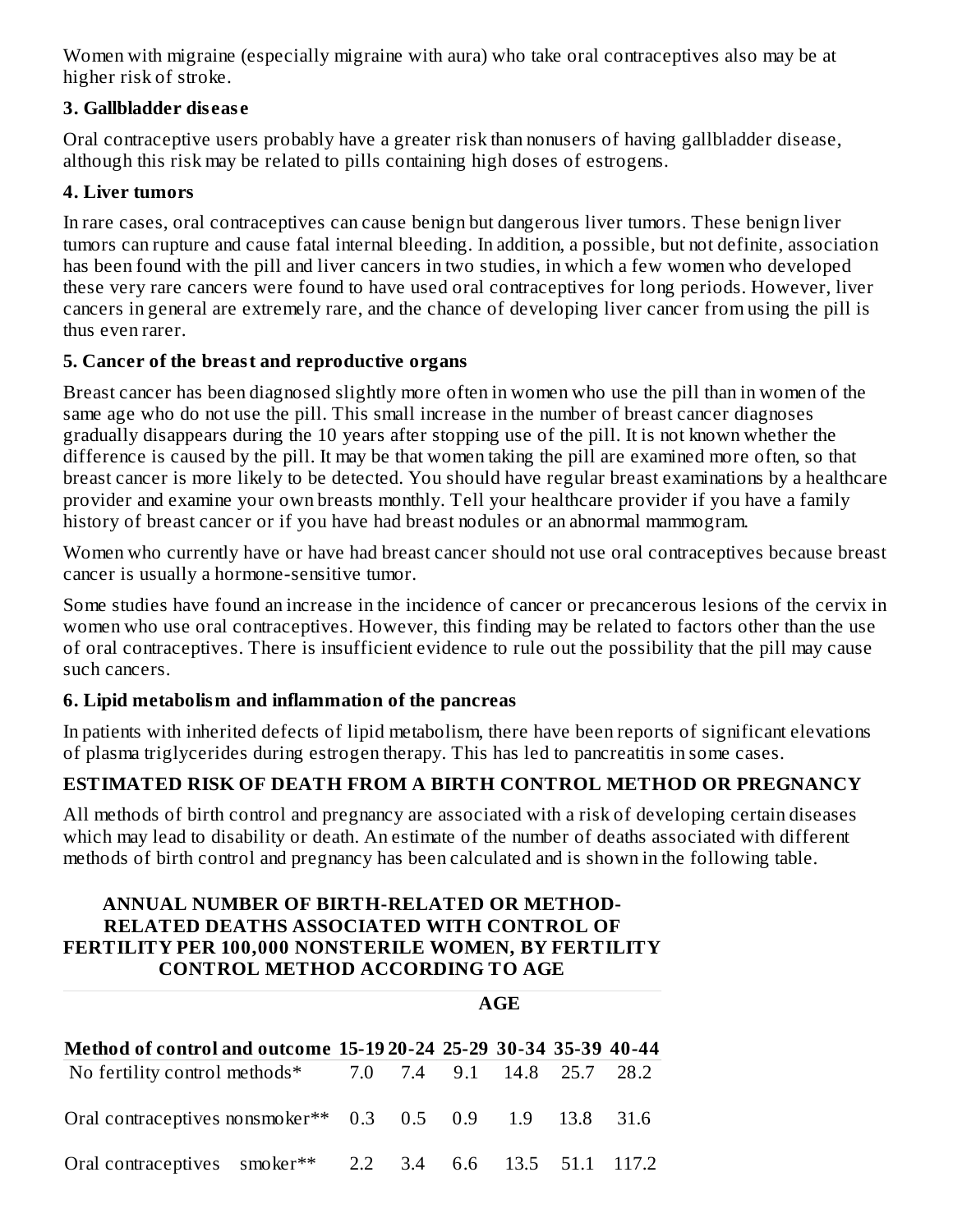Women with migraine (especially migraine with aura) who take oral contraceptives also may be at higher risk of stroke.

### 3. Gallbladder disease

Oral contraceptive users probably have a greater risk than nonusers of having gallbladder disease, although this risk may be related to pills containing high doses of estrogens.

### 4. Liver tumors

In rare cases, oral contraceptives can cause benign but dangerous liver tumors. These benign liver tumors can rupture and cause fatal internal bleeding. In addition, a possible, but not definite, association has been found with the pill and liver cancers in two studies, in which a few women who developed these very rare cancers were found to have used oral contraceptives for long periods. However, liver cancers in general are extremely rare, and the chance of developing liver cancer from using the pill is thus even rarer.

### 5. Cancer of the breast and reproductive organs

Breast cancer has been diagnosed slightly more often in women who use the pill than in women of the same age who do not use the pill. This small increase in the number of breast cancer diagnoses gradually disappears during the 10 years after stopping use of the pill. It is not known whether the difference is caused by the pill. It may be that women taking the pill are examined more often, so that breast cancer is more likely to be detected. You should have regular breast examinations by a healthcare provider and examine your own breasts monthly. Tell your healthcare provider if you have a family history of breast cancer or if you have had breast nodules or an abnormal mammogram.

Women who currently have or have had breast cancer should not use oral contraceptives because breast cancer is usually a hormone-sensitive tumor.

Some studies have found an increase in the incidence of cancer or precancerous lesions of the cervix in women who use oral contraceptives. However, this finding may be related to factors other than the use of oral contraceptives. There is insufficient evidence to rule out the possibility that the pill may cause such cancers.

### 6. Lipid metabolism and inflammation of the pancreas

In patients with inherited defects of lipid metabolism, there have been reports of significant elevations of plasma triglycerides during estrogen therapy. This has led to pancreatitis in some cases.

## ESTIMATED RISK OF DEATH FROM A BIRTH CONTROL METHOD OR PREGNANCY

All methods of birth control and pregnancy are associated with a risk of developing certain diseases which may lead to disability or death. An estimate of the number of deaths associated with different methods of birth control and pregnancy has been calculated and is shown in the following table.

**ANNUAL NUMBER OF BIRTH-RELATED OR METHOD-RELATED DEATHS ASSOCIATED WITH CONTROL OF FERTILITY PER 100,000 NONSTERILE WOMEN, BY FERTILITY CONTROL METHOD ACCORDING TO AGE**

| | AGE | | | | | |
|---|---|---|---|---|---|---|
| **Method of control and outcome** | **15-19** | **20-24** | **25-29** | **30-34** | **35-39** | **40-44** |
| No fertility control methods* | 7.0 | 7.4 | 9.1 | 14.8 | 25.7 | 28.2 |
| Oral contraceptives nonsmoker** | 0.3 | 0.5 | 0.9 | 1.9 | 13.8 | 31.6 |
| Oral contraceptives smoker** | 2.2 | 3.4 | 6.6 | 13.5 | 51.1 | 117.2 |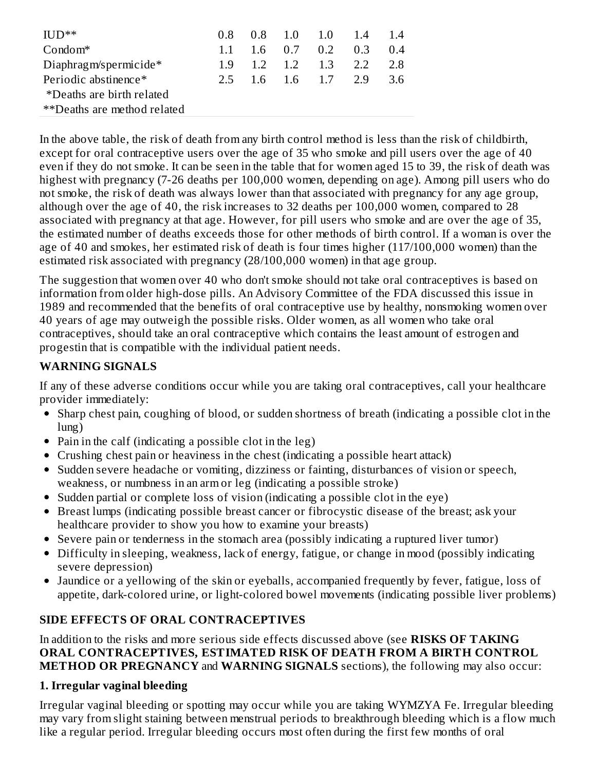| | | | | | | |
|---|---|---|---|---|---|---|
| IUD** | 0.8 | 0.8 | 1.0 | 1.0 | 1.4 | 1.4 |
| Condom* | 1.1 | 1.6 | 0.7 | 0.2 | 0.3 | 0.4 |
| Diaphragm/spermicide* | 1.9 | 1.2 | 1.2 | 1.3 | 2.2 | 2.8 |
| Periodic abstinence* | 2.5 | 1.6 | 1.6 | 1.7 | 2.9 | 3.6 |

*Deaths are birth related

**Deaths are method related

In the above table, the risk of death from any birth control method is less than the risk of childbirth, except for oral contraceptive users over the age of 35 who smoke and pill users over the age of 40 even if they do not smoke. It can be seen in the table that for women aged 15 to 39, the risk of death was highest with pregnancy (7-26 deaths per 100,000 women, depending on age). Among pill users who do not smoke, the risk of death was always lower than that associated with pregnancy for any age group, although over the age of 40, the risk increases to 32 deaths per 100,000 women, compared to 28 associated with pregnancy at that age. However, for pill users who smoke and are over the age of 35, the estimated number of deaths exceeds those for other methods of birth control. If a woman is over the age of 40 and smokes, her estimated risk of death is four times higher (117/100,000 women) than the estimated risk associated with pregnancy (28/100,000 women) in that age group.

The suggestion that women over 40 who don't smoke should not take oral contraceptives is based on information from older high-dose pills. An Advisory Committee of the FDA discussed this issue in 1989 and recommended that the benefits of oral contraceptive use by healthy, nonsmoking women over 40 years of age may outweigh the possible risks. Older women, as all women who take oral contraceptives, should take an oral contraceptive which contains the least amount of estrogen and progestin that is compatible with the individual patient needs.

**WARNING SIGNALS**

If any of these adverse conditions occur while you are taking oral contraceptives, call your healthcare provider immediately:

- Sharp chest pain, coughing of blood, or sudden shortness of breath (indicating a possible clot in the lung)
- Pain in the calf (indicating a possible clot in the leg)
- Crushing chest pain or heaviness in the chest (indicating a possible heart attack)
- Sudden severe headache or vomiting, dizziness or fainting, disturbances of vision or speech, weakness, or numbness in an arm or leg (indicating a possible stroke)
- Sudden partial or complete loss of vision (indicating a possible clot in the eye)
- Breast lumps (indicating possible breast cancer or fibrocystic disease of the breast; ask your healthcare provider to show you how to examine your breasts)
- Severe pain or tenderness in the stomach area (possibly indicating a ruptured liver tumor)
- Difficulty in sleeping, weakness, lack of energy, fatigue, or change in mood (possibly indicating severe depression)
- Jaundice or a yellowing of the skin or eyeballs, accompanied frequently by fever, fatigue, loss of appetite, dark-colored urine, or light-colored bowel movements (indicating possible liver problems)

**SIDE EFFECTS OF ORAL CONTRACEPTIVES**

In addition to the risks and more serious side effects discussed above (see **RISKS OF TAKING ORAL CONTRACEPTIVES, ESTIMATED RISK OF DEATH FROM A BIRTH CONTROL METHOD OR PREGNANCY** and **WARNING SIGNALS** sections), the following may also occur:

**1. Irregular vaginal bleeding**

Irregular vaginal bleeding or spotting may occur while you are taking WYMZYA Fe. Irregular bleeding may vary from slight staining between menstrual periods to breakthrough bleeding which is a flow much like a regular period. Irregular bleeding occurs most often during the first few months of oral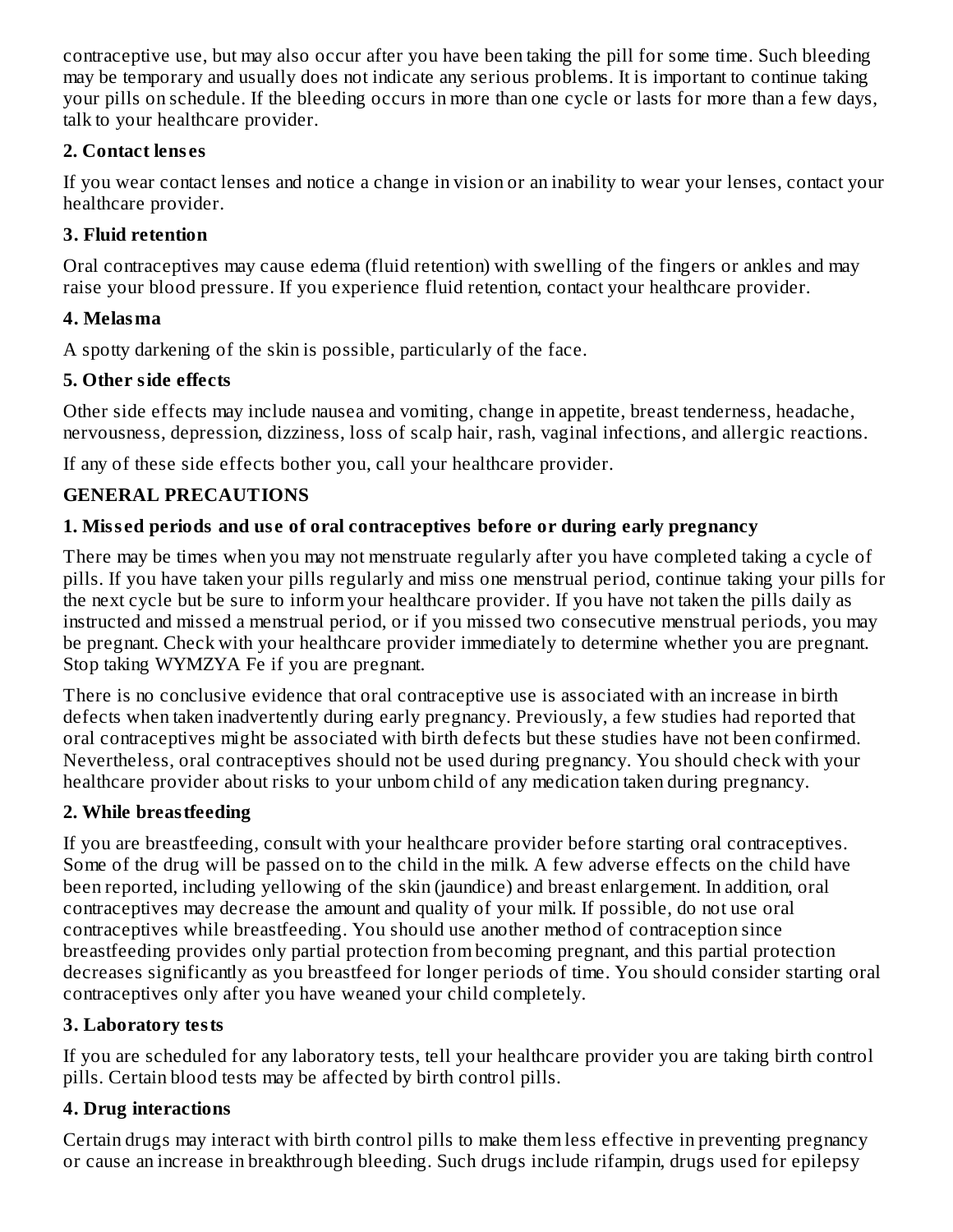contraceptive use, but may also occur after you have been taking the pill for some time. Such bleeding may be temporary and usually does not indicate any serious problems. It is important to continue taking your pills on schedule. If the bleeding occurs in more than one cycle or lasts for more than a few days, talk to your healthcare provider.

**2. Contact lenses**

If you wear contact lenses and notice a change in vision or an inability to wear your lenses, contact your healthcare provider.

**3. Fluid retention**

Oral contraceptives may cause edema (fluid retention) with swelling of the fingers or ankles and may raise your blood pressure. If you experience fluid retention, contact your healthcare provider.

**4. Melasma**

A spotty darkening of the skin is possible, particularly of the face.

**5. Other side effects**

Other side effects may include nausea and vomiting, change in appetite, breast tenderness, headache, nervousness, depression, dizziness, loss of scalp hair, rash, vaginal infections, and allergic reactions.

If any of these side effects bother you, call your healthcare provider.

**GENERAL PRECAUTIONS**

**1. Missed periods and use of oral contraceptives before or during early pregnancy**

There may be times when you may not menstruate regularly after you have completed taking a cycle of pills. If you have taken your pills regularly and miss one menstrual period, continue taking your pills for the next cycle but be sure to inform your healthcare provider. If you have not taken the pills daily as instructed and missed a menstrual period, or if you missed two consecutive menstrual periods, you may be pregnant. Check with your healthcare provider immediately to determine whether you are pregnant. Stop taking WYMZYA Fe if you are pregnant.

There is no conclusive evidence that oral contraceptive use is associated with an increase in birth defects when taken inadvertently during early pregnancy. Previously, a few studies had reported that oral contraceptives might be associated with birth defects but these studies have not been confirmed. Nevertheless, oral contraceptives should not be used during pregnancy. You should check with your healthcare provider about risks to your unborn child of any medication taken during pregnancy.

**2. While breastfeeding**

If you are breastfeeding, consult with your healthcare provider before starting oral contraceptives. Some of the drug will be passed on to the child in the milk. A few adverse effects on the child have been reported, including yellowing of the skin (jaundice) and breast enlargement. In addition, oral contraceptives may decrease the amount and quality of your milk. If possible, do not use oral contraceptives while breastfeeding. You should use another method of contraception since breastfeeding provides only partial protection from becoming pregnant, and this partial protection decreases significantly as you breastfeed for longer periods of time. You should consider starting oral contraceptives only after you have weaned your child completely.

**3. Laboratory tests**

If you are scheduled for any laboratory tests, tell your healthcare provider you are taking birth control pills. Certain blood tests may be affected by birth control pills.

**4. Drug interactions**

Certain drugs may interact with birth control pills to make them less effective in preventing pregnancy or cause an increase in breakthrough bleeding. Such drugs include rifampin, drugs used for epilepsy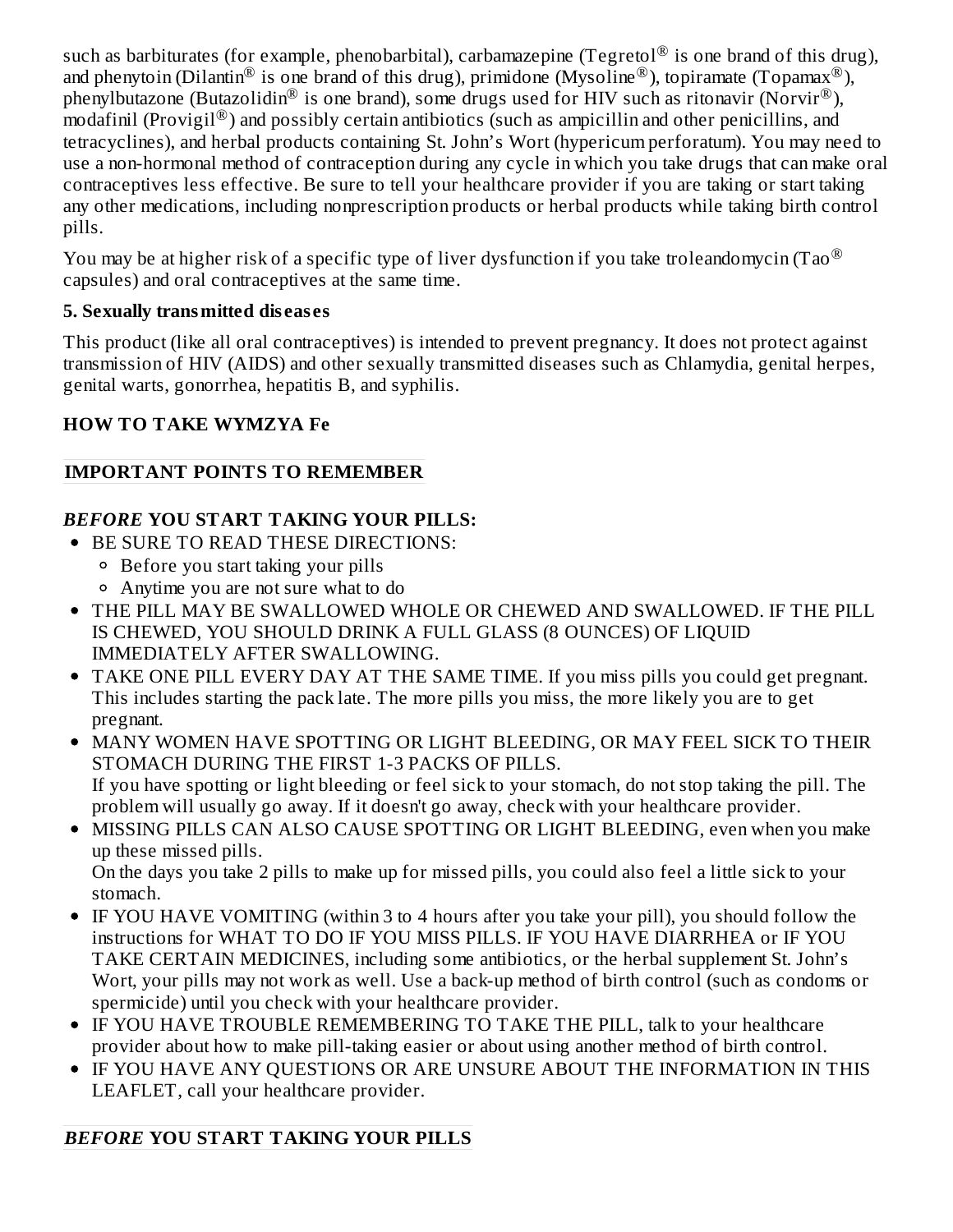such as barbiturates (for example, phenobarbital), carbamazepine (Tegretol® is one brand of this drug), and phenytoin (Dilantin® is one brand of this drug), primidone (Mysoline®), topiramate (Topamax®), phenylbutazone (Butazolidin® is one brand), some drugs used for HIV such as ritonavir (Norvir®), modafinil (Provigil®) and possibly certain antibiotics (such as ampicillin and other penicillins, and tetracyclines), and herbal products containing St. John's Wort (hypericum perforatum). You may need to use a non-hormonal method of contraception during any cycle in which you take drugs that can make oral contraceptives less effective. Be sure to tell your healthcare provider if you are taking or start taking any other medications, including nonprescription products or herbal products while taking birth control pills.

You may be at higher risk of a specific type of liver dysfunction if you take troleandomycin (Tao® capsules) and oral contraceptives at the same time.

**5. Sexually transmitted diseases**

This product (like all oral contraceptives) is intended to prevent pregnancy. It does not protect against transmission of HIV (AIDS) and other sexually transmitted diseases such as Chlamydia, genital herpes, genital warts, gonorrhea, hepatitis B, and syphilis.

## HOW TO TAKE WYMZYA Fe

**IMPORTANT POINTS TO REMEMBER**

***BEFORE* YOU START TAKING YOUR PILLS:**

- BE SURE TO READ THESE DIRECTIONS:
  - Before you start taking your pills
  - Anytime you are not sure what to do
- THE PILL MAY BE SWALLOWED WHOLE OR CHEWED AND SWALLOWED. IF THE PILL IS CHEWED, YOU SHOULD DRINK A FULL GLASS (8 OUNCES) OF LIQUID IMMEDIATELY AFTER SWALLOWING.
- TAKE ONE PILL EVERY DAY AT THE SAME TIME. If you miss pills you could get pregnant. This includes starting the pack late. The more pills you miss, the more likely you are to get pregnant.
- MANY WOMEN HAVE SPOTTING OR LIGHT BLEEDING, OR MAY FEEL SICK TO THEIR STOMACH DURING THE FIRST 1-3 PACKS OF PILLS.
  If you have spotting or light bleeding or feel sick to your stomach, do not stop taking the pill. The problem will usually go away. If it doesn't go away, check with your healthcare provider.
- MISSING PILLS CAN ALSO CAUSE SPOTTING OR LIGHT BLEEDING, even when you make up these missed pills.
  On the days you take 2 pills to make up for missed pills, you could also feel a little sick to your stomach.
- IF YOU HAVE VOMITING (within 3 to 4 hours after you take your pill), you should follow the instructions for WHAT TO DO IF YOU MISS PILLS. IF YOU HAVE DIARRHEA or IF YOU TAKE CERTAIN MEDICINES, including some antibiotics, or the herbal supplement St. John's Wort, your pills may not work as well. Use a back-up method of birth control (such as condoms or spermicide) until you check with your healthcare provider.
- IF YOU HAVE TROUBLE REMEMBERING TO TAKE THE PILL, talk to your healthcare provider about how to make pill-taking easier or about using another method of birth control.
- IF YOU HAVE ANY QUESTIONS OR ARE UNSURE ABOUT THE INFORMATION IN THIS LEAFLET, call your healthcare provider.

***BEFORE* YOU START TAKING YOUR PILLS**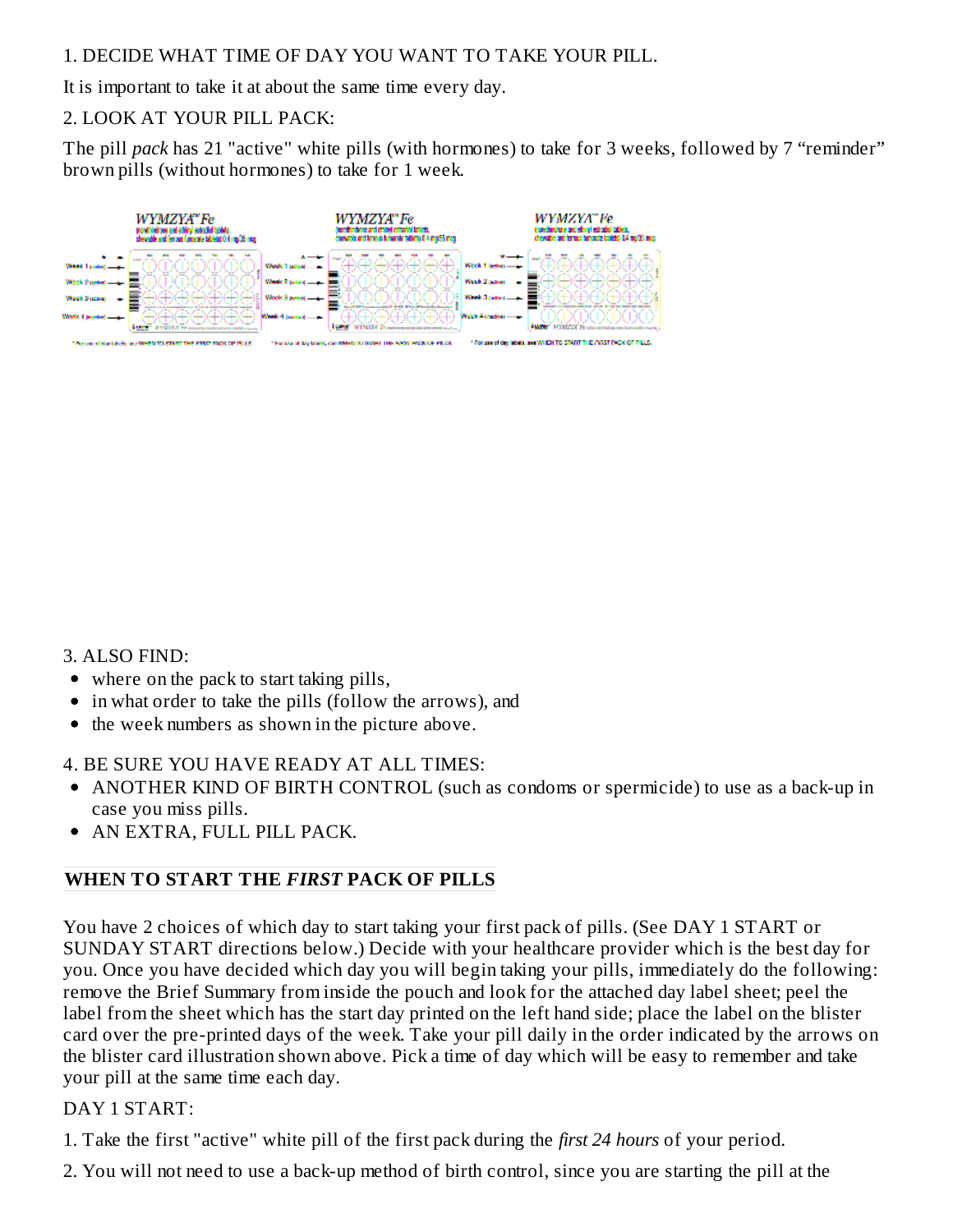1. DECIDE WHAT TIME OF DAY YOU WANT TO TAKE YOUR PILL.

It is important to take it at about the same time every day.

2. LOOK AT YOUR PILL PACK:

The pill *pack* has 21 "active" white pills (with hormones) to take for 3 weeks, followed by 7 “reminder” brown pills (without hormones) to take for 1 week.

3. ALSO FIND:

- where on the pack to start taking pills,
- in what order to take the pills (follow the arrows), and
- the week numbers as shown in the picture above.

4. BE SURE YOU HAVE READY AT ALL TIMES:

- ANOTHER KIND OF BIRTH CONTROL (such as condoms or spermicide) to use as a back-up in case you miss pills.
- AN EXTRA, FULL PILL PACK.

## WHEN TO START THE *FIRST* PACK OF PILLS

You have 2 choices of which day to start taking your first pack of pills. (See DAY 1 START or SUNDAY START directions below.) Decide with your healthcare provider which is the best day for you. Once you have decided which day you will begin taking your pills, immediately do the following: remove the Brief Summary from inside the pouch and look for the attached day label sheet; peel the label from the sheet which has the start day printed on the left hand side; place the label on the blister card over the pre-printed days of the week. Take your pill daily in the order indicated by the arrows on the blister card illustration shown above. Pick a time of day which will be easy to remember and take your pill at the same time each day.

DAY 1 START:

1. Take the first "active" white pill of the first pack during the *first 24 hours* of your period.

2. You will not need to use a back-up method of birth control, since you are starting the pill at the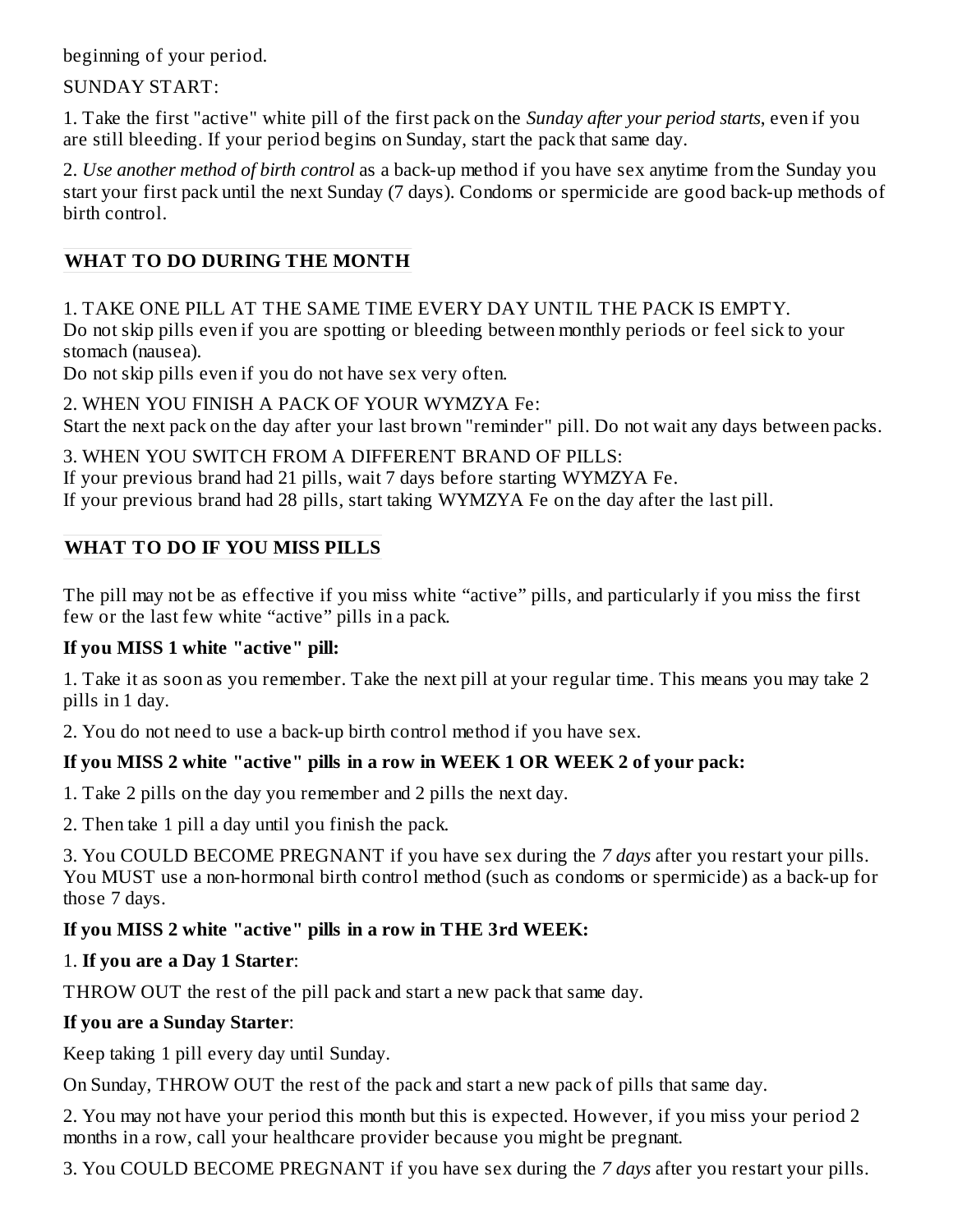beginning of your period.

SUNDAY START:

1. Take the first "active" white pill of the first pack on the *Sunday after your period starts*, even if you are still bleeding. If your period begins on Sunday, start the pack that same day.

2. *Use another method of birth control* as a back-up method if you have sex anytime from the Sunday you start your first pack until the next Sunday (7 days). Condoms or spermicide are good back-up methods of birth control.

## WHAT TO DO DURING THE MONTH

1. TAKE ONE PILL AT THE SAME TIME EVERY DAY UNTIL THE PACK IS EMPTY.
Do not skip pills even if you are spotting or bleeding between monthly periods or feel sick to your stomach (nausea).
Do not skip pills even if you do not have sex very often.

2. WHEN YOU FINISH A PACK OF YOUR WYMZYA Fe:
Start the next pack on the day after your last brown "reminder" pill. Do not wait any days between packs.

3. WHEN YOU SWITCH FROM A DIFFERENT BRAND OF PILLS:
If your previous brand had 21 pills, wait 7 days before starting WYMZYA Fe.
If your previous brand had 28 pills, start taking WYMZYA Fe on the day after the last pill.

## WHAT TO DO IF YOU MISS PILLS

The pill may not be as effective if you miss white "active" pills, and particularly if you miss the first few or the last few white "active" pills in a pack.

**If you MISS 1 white "active" pill:**

1. Take it as soon as you remember. Take the next pill at your regular time. This means you may take 2 pills in 1 day.

2. You do not need to use a back-up birth control method if you have sex.

**If you MISS 2 white "active" pills in a row in WEEK 1 OR WEEK 2 of your pack:**

1. Take 2 pills on the day you remember and 2 pills the next day.

2. Then take 1 pill a day until you finish the pack.

3. You COULD BECOME PREGNANT if you have sex during the *7 days* after you restart your pills. You MUST use a non-hormonal birth control method (such as condoms or spermicide) as a back-up for those 7 days.

**If you MISS 2 white "active" pills in a row in THE 3rd WEEK:**

1. **If you are a Day 1 Starter**:

THROW OUT the rest of the pill pack and start a new pack that same day.

**If you are a Sunday Starter**:

Keep taking 1 pill every day until Sunday.

On Sunday, THROW OUT the rest of the pack and start a new pack of pills that same day.

2. You may not have your period this month but this is expected. However, if you miss your period 2 months in a row, call your healthcare provider because you might be pregnant.

3. You COULD BECOME PREGNANT if you have sex during the *7 days* after you restart your pills.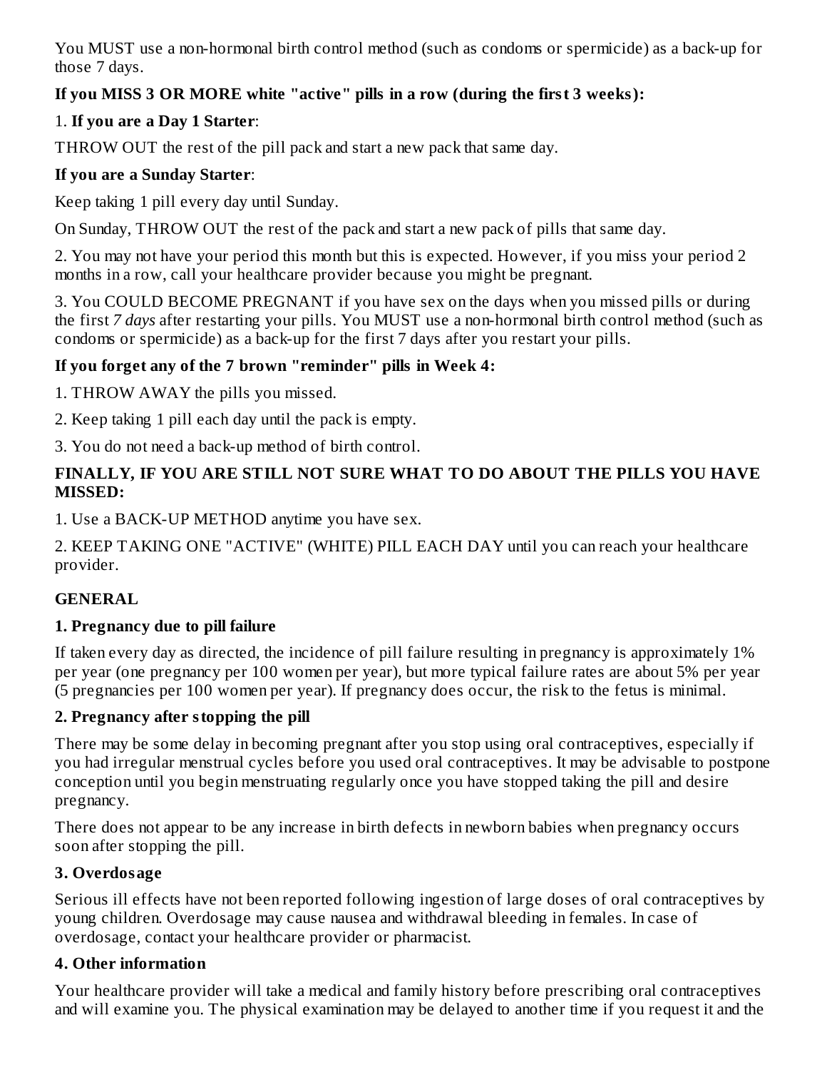You MUST use a non-hormonal birth control method (such as condoms or spermicide) as a back-up for those 7 days.

**If you MISS 3 OR MORE white "active" pills in a row (during the first 3 weeks):**

1. **If you are a Day 1 Starter**:

THROW OUT the rest of the pill pack and start a new pack that same day.

**If you are a Sunday Starter**:

Keep taking 1 pill every day until Sunday.

On Sunday, THROW OUT the rest of the pack and start a new pack of pills that same day.

2. You may not have your period this month but this is expected. However, if you miss your period 2 months in a row, call your healthcare provider because you might be pregnant.

3. You COULD BECOME PREGNANT if you have sex on the days when you missed pills or during the first *7 days* after restarting your pills. You MUST use a non-hormonal birth control method (such as condoms or spermicide) as a back-up for the first 7 days after you restart your pills.

**If you forget any of the 7 brown "reminder" pills in Week 4:**

1. THROW AWAY the pills you missed.

2. Keep taking 1 pill each day until the pack is empty.

3. You do not need a back-up method of birth control.

**FINALLY, IF YOU ARE STILL NOT SURE WHAT TO DO ABOUT THE PILLS YOU HAVE MISSED:**

1. Use a BACK-UP METHOD anytime you have sex.

2. KEEP TAKING ONE "ACTIVE" (WHITE) PILL EACH DAY until you can reach your healthcare provider.

## GENERAL

### 1. Pregnancy due to pill failure

If taken every day as directed, the incidence of pill failure resulting in pregnancy is approximately 1% per year (one pregnancy per 100 women per year), but more typical failure rates are about 5% per year (5 pregnancies per 100 women per year). If pregnancy does occur, the risk to the fetus is minimal.

### 2. Pregnancy after stopping the pill

There may be some delay in becoming pregnant after you stop using oral contraceptives, especially if you had irregular menstrual cycles before you used oral contraceptives. It may be advisable to postpone conception until you begin menstruating regularly once you have stopped taking the pill and desire pregnancy.

There does not appear to be any increase in birth defects in newborn babies when pregnancy occurs soon after stopping the pill.

### 3. Overdosage

Serious ill effects have not been reported following ingestion of large doses of oral contraceptives by young children. Overdosage may cause nausea and withdrawal bleeding in females. In case of overdosage, contact your healthcare provider or pharmacist.

### 4. Other information

Your healthcare provider will take a medical and family history before prescribing oral contraceptives and will examine you. The physical examination may be delayed to another time if you request it and the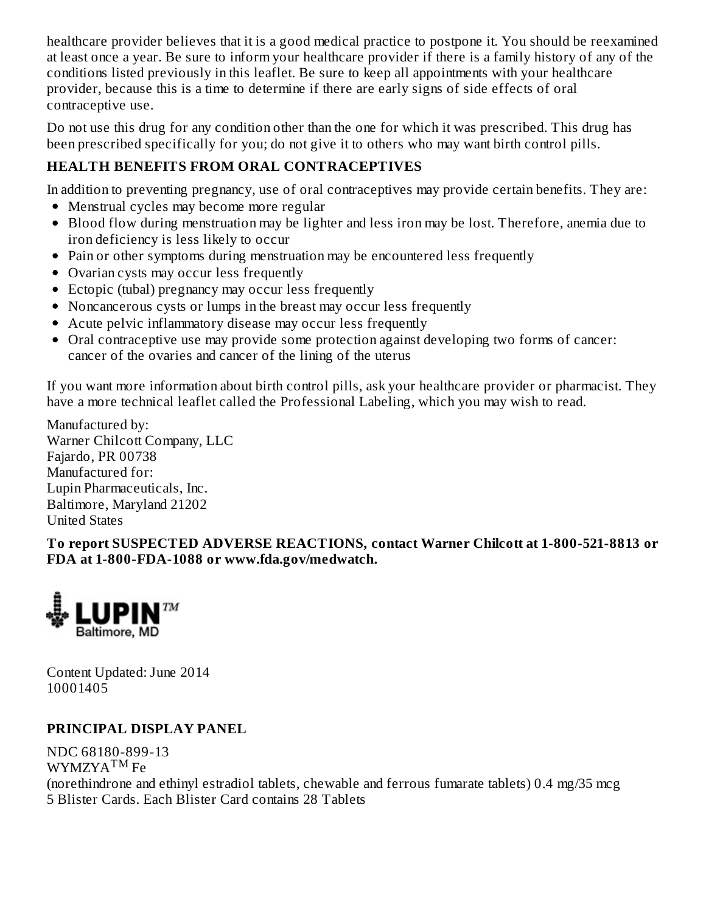healthcare provider believes that it is a good medical practice to postpone it. You should be reexamined at least once a year. Be sure to inform your healthcare provider if there is a family history of any of the conditions listed previously in this leaflet. Be sure to keep all appointments with your healthcare provider, because this is a time to determine if there are early signs of side effects of oral contraceptive use.

Do not use this drug for any condition other than the one for which it was prescribed. This drug has been prescribed specifically for you; do not give it to others who may want birth control pills.

**HEALTH BENEFITS FROM ORAL CONTRACEPTIVES**

In addition to preventing pregnancy, use of oral contraceptives may provide certain benefits. They are:

- Menstrual cycles may become more regular
- Blood flow during menstruation may be lighter and less iron may be lost. Therefore, anemia due to iron deficiency is less likely to occur
- Pain or other symptoms during menstruation may be encountered less frequently
- Ovarian cysts may occur less frequently
- Ectopic (tubal) pregnancy may occur less frequently
- Noncancerous cysts or lumps in the breast may occur less frequently
- Acute pelvic inflammatory disease may occur less frequently
- Oral contraceptive use may provide some protection against developing two forms of cancer: cancer of the ovaries and cancer of the lining of the uterus

If you want more information about birth control pills, ask your healthcare provider or pharmacist. They have a more technical leaflet called the Professional Labeling, which you may wish to read.

Manufactured by:
Warner Chilcott Company, LLC
Fajardo, PR 00738
Manufactured for:
Lupin Pharmaceuticals, Inc.
Baltimore, Maryland 21202
United States

**To report SUSPECTED ADVERSE REACTIONS, contact Warner Chilcott at 1-800-521-8813 or FDA at 1-800-FDA-1088 or www.fda.gov/medwatch.**

LUPIN™
Baltimore, MD

Content Updated: June 2014
10001405

**PRINCIPAL DISPLAY PANEL**

NDC 68180-899-13
WYMZYA™ Fe
(norethindrone and ethinyl estradiol tablets, chewable and ferrous fumarate tablets) 0.4 mg/35 mcg
5 Blister Cards. Each Blister Card contains 28 Tablets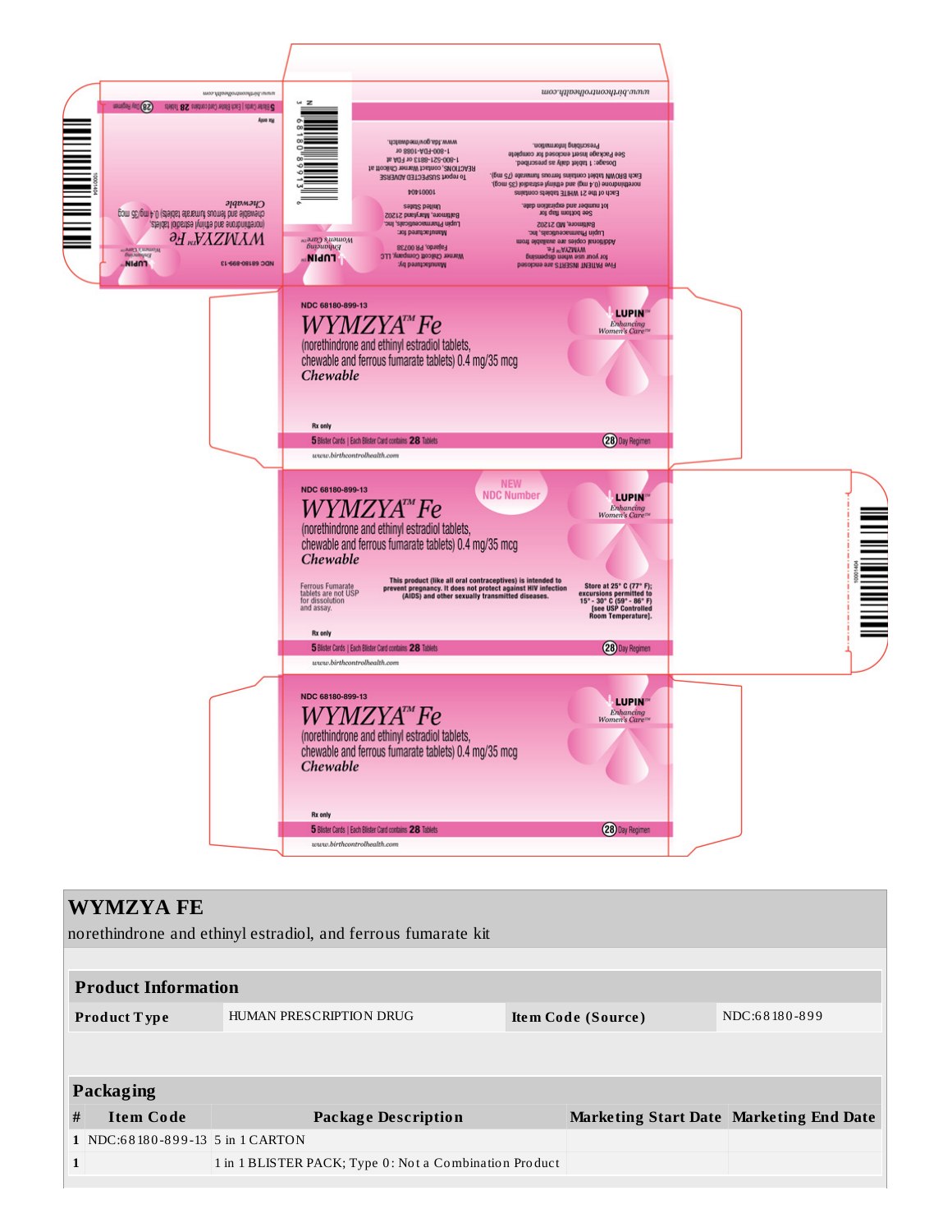NDC 68180-899-13

WYMZYA™ Fe

(norethindrone and ethinyl estradiol tablets, chewable and ferrous fumarate tablets) 0.4 mg/35 mcg

*Chewable*

Rx only

5 Blister Cards | Each Blister Card contains 28 Tablets

28 Day Regimen

www.birthcontrolhealth.com

LUPIN™ Enhancing Women's Care™

NEW NDC Number

Ferrous Fumarate tablets are not USP for dissolution and assay.

This product (like all oral contraceptives) is intended to prevent pregnancy. It does not protect against HIV infection (AIDS) and other sexually transmitted diseases.

Store at 25° C (77° F); excursions permitted to 15° - 30° C (59° - 86° F) [see USP Controlled Room Temperature].

Five PATIENT INSERTS are enclosed for your use when dispensing WYMZYA™ Fe. Additional copies are available from Lupin Pharmaceuticals, Inc. Baltimore, MD 21202

See bottom flap for lot number and expiration date.

Each of the 21 WHITE tablets contains norethindrone (0.4 mg) and ethinyl estradiol (35 mcg). Each BROWN tablet contains ferrous fumarate (75 mg).

Dosage: 1 tablet daily as prescribed.

See Package Insert enclosed for complete Prescribing Information.

Manufactured by: Warner Chilcott Company, LLC Fajardo, PR 00738

Manufactured for: Lupin Pharmaceuticals, Inc. Baltimore, Maryland 21202 United States

10001404

To report SUSPECTED ADVERSE REACTIONS, contact Warner Chilcott at 1-800-521-8813 or FDA at 1-800-FDA-1088 or www.fda.gov/medwatch.

## WYMZYA FE

norethindrone and ethinyl estradiol, and ferrous fumarate kit

### Product Information

| Product Type | HUMAN PRESCRIPTION DRUG | Item Code (Source) | NDC:68180-899 |
|---|---|---|---|

### Packaging

| # | Item Code | Package Description | Marketing Start Date | Marketing End Date |
|---|---|---|---|---|
| 1 | NDC:68180-899-13 | 5 in 1 CARTON | | |
| 1 | | 1 in 1 BLISTER PACK; Type 0: Not a Combination Product | | |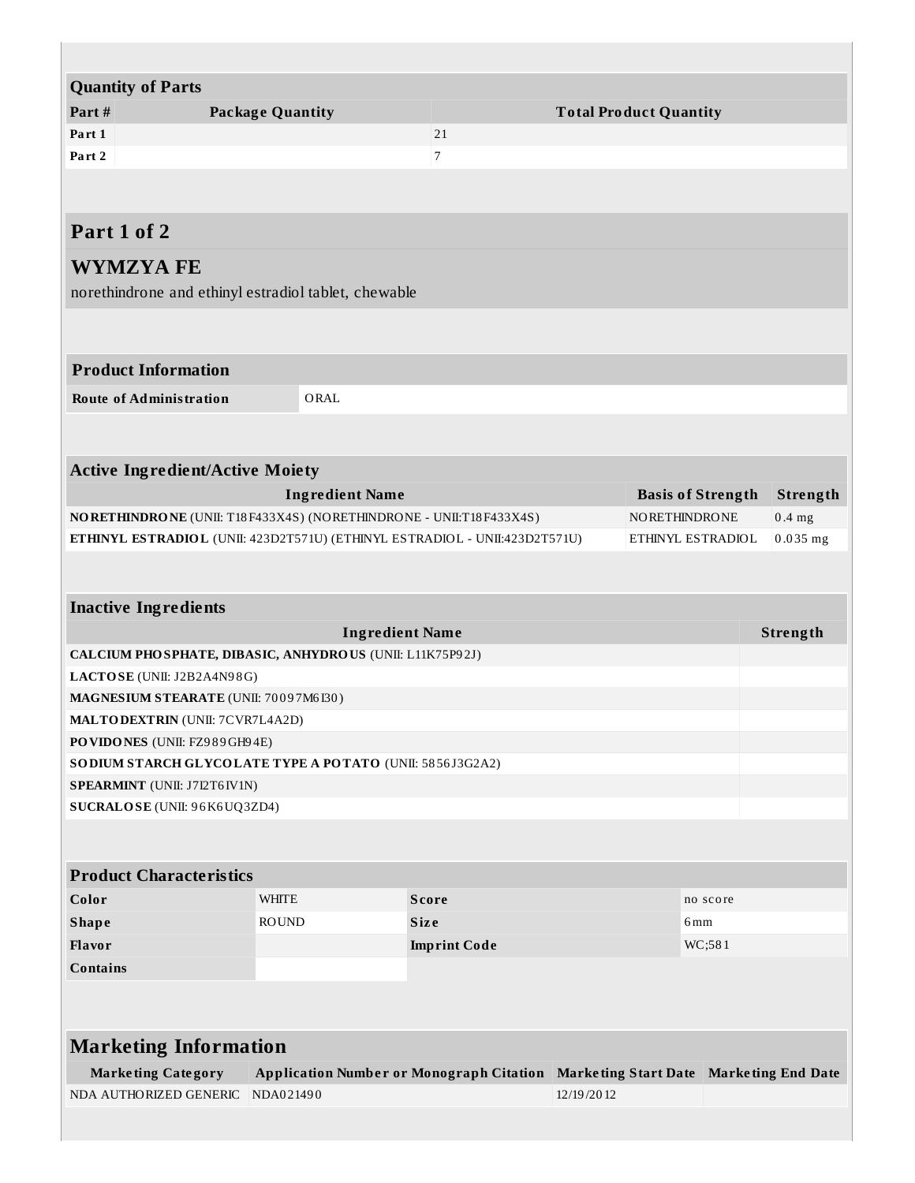## Quantity of Parts

| Part # | Package Quantity | Total Product Quantity |
|---|---|---|
| **Part 1** | | 21 |
| **Part 2** | | 7 |

## Part 1 of 2

## WYMZYA FE

norethindrone and ethinyl estradiol tablet, chewable

### Product Information

| **Route of Administration** | ORAL |
|---|---|

### Active Ingredient/Active Moiety

| Ingredient Name | Basis of Strength | Strength |
|---|---|---|
| **NORETHINDRONE** (UNII: T18F433X4S) (NORETHINDRONE - UNII:T18F433X4S) | NORETHINDRONE | 0.4 mg |
| **ETHINYL ESTRADIOL** (UNII: 423D2T571U) (ETHINYL ESTRADIOL - UNII:423D2T571U) | ETHINYL ESTRADIOL | 0.035 mg |

### Inactive Ingredients

| Ingredient Name | Strength |
|---|---|
| **CALCIUM PHOSPHATE, DIBASIC, ANHYDROUS** (UNII: L11K75P92J) | |
| **LACTOSE** (UNII: J2B2A4N98G) | |
| **MAGNESIUM STEARATE** (UNII: 70097M6I30) | |
| **MALTODEXTRIN** (UNII: 7CVR7L4A2D) | |
| **POVIDONES** (UNII: FZ989GH94E) | |
| **SODIUM STARCH GLYCOLATE TYPE A POTATO** (UNII: 5856J3G2A2) | |
| **SPEARMINT** (UNII: J7I2T6IV1N) | |
| **SUCRALOSE** (UNII: 96K6UQ3ZD4) | |

### Product Characteristics

| | | | |
|---|---|---|---|
| **Color** | WHITE | **Score** | no score |
| **Shape** | ROUND | **Size** | 6mm |
| **Flavor** | | **Imprint Code** | WC;581 |
| **Contains** | | | |

## Marketing Information

| Marketing Category | Application Number or Monograph Citation | Marketing Start Date | Marketing End Date |
|---|---|---|---|
| NDA AUTHORIZED GENERIC | NDA021490 | 12/19/2012 | |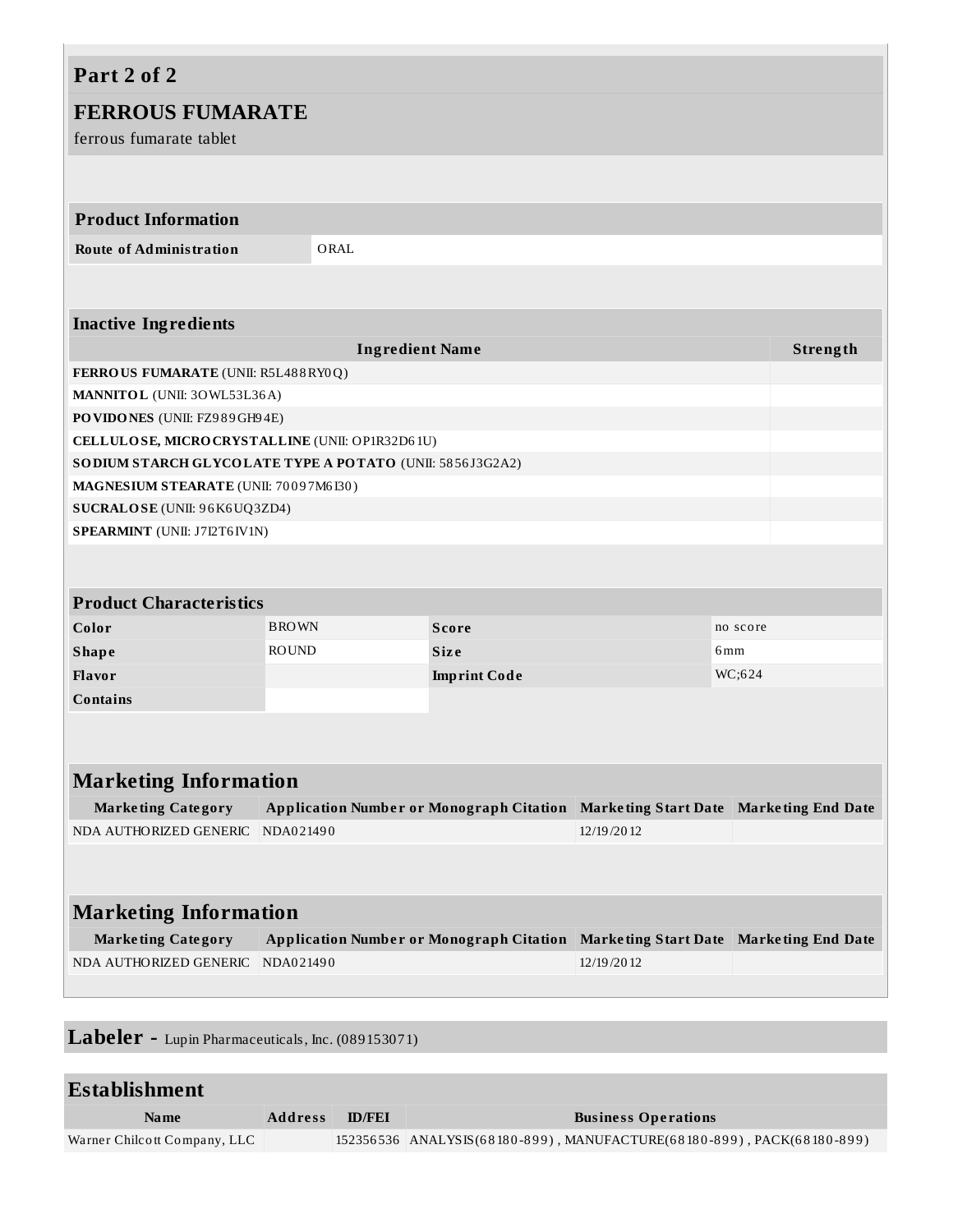## Part 2 of 2

## FERROUS FUMARATE

ferrous fumarate tablet

| Product Information | |
|---|---|
| **Route of Administration** | ORAL |

### Inactive Ingredients

| Ingredient Name | Strength |
|---|---|
| **FERROUS FUMARATE** (UNII: R5L488RY0Q) | |
| **MANNITOL** (UNII: 3OWL53L36A) | |
| **POVIDONES** (UNII: FZ989GH94E) | |
| **CELLULOSE, MICROCRYSTALLINE** (UNII: OP1R32D61U) | |
| **SODIUM STARCH GLYCOLATE TYPE A POTATO** (UNII: 5856J3G2A2) | |
| **MAGNESIUM STEARATE** (UNII: 70097M6I30) | |
| **SUCRALOSE** (UNII: 96K6UQ3ZD4) | |
| **SPEARMINT** (UNII: J7I2T6IV1N) | |

### Product Characteristics

| | | | |
|---|---|---|---|
| **Color** | BROWN | **Score** | no score |
| **Shape** | ROUND | **Size** | 6mm |
| **Flavor** | | **Imprint Code** | WC;624 |
| **Contains** | | | |

## Marketing Information

| Marketing Category | Application Number or Monograph Citation | Marketing Start Date | Marketing End Date |
|---|---|---|---|
| NDA AUTHORIZED GENERIC | NDA021490 | 12/19/2012 | |

## Marketing Information

| Marketing Category | Application Number or Monograph Citation | Marketing Start Date | Marketing End Date |
|---|---|---|---|
| NDA AUTHORIZED GENERIC | NDA021490 | 12/19/2012 | |

## Labeler - Lupin Pharmaceuticals, Inc. (089153071)

## Establishment

| Name | Address | ID/FEI | Business Operations |
|---|---|---|---|
| Warner Chilcott Company, LLC | | 152356536 | ANALYSIS(68180-899) , MANUFACTURE(68180-899) , PACK(68180-899) |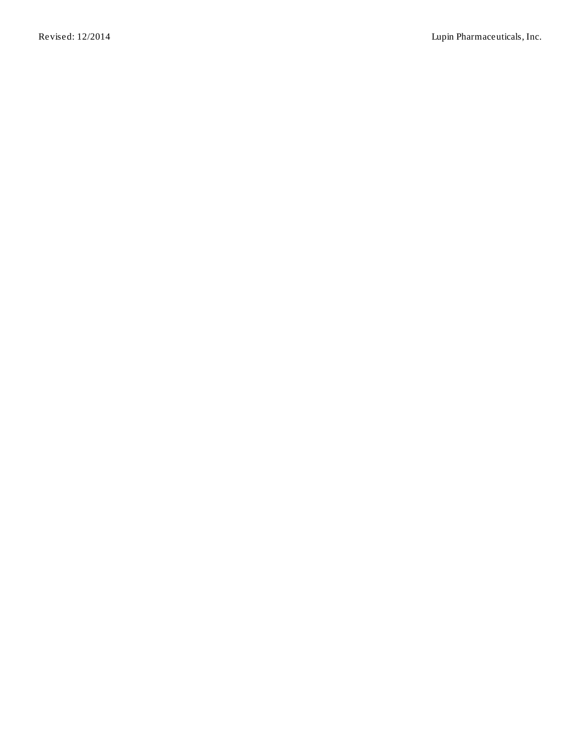Revised: 12/2014

Lupin Pharmaceuticals, Inc.